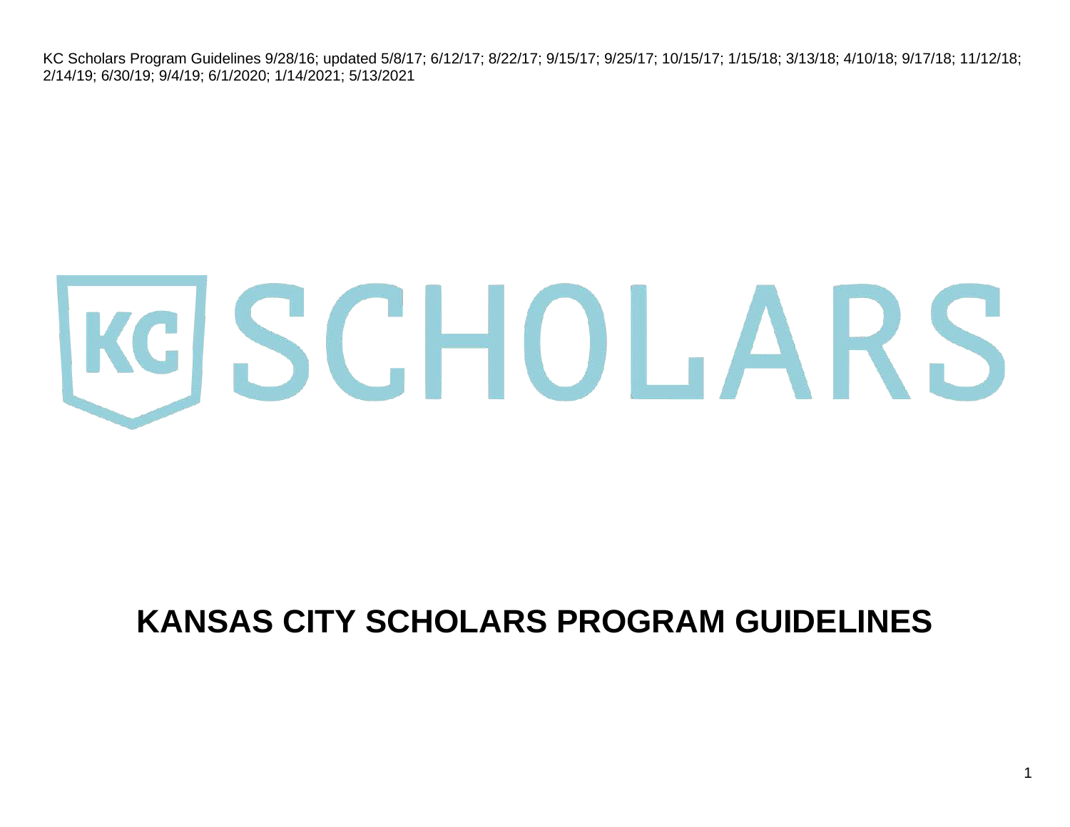KC Scholars Program Guidelines 9/28/16; updated 5/8/17; 6/12/17; 8/22/17; 9/15/17; 9/25/17; 10/15/17; 1/15/18; 3/13/18; 4/10/18; 9/17/18; 11/12/18; 2/14/19; 6/30/19; 9/4/19; 6/1/2020; 1/14/2021; 5/13/2021

KC SCHOLARS

# KANSAS CITY SCHOLARS PROGRAM GUIDELINES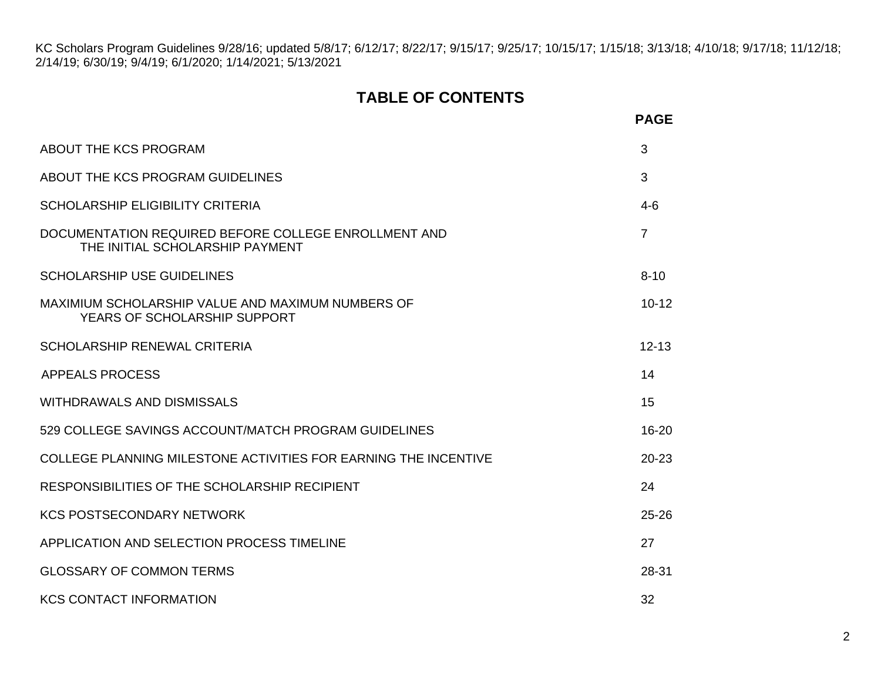KC Scholars Program Guidelines 9/28/16; updated 5/8/17; 6/12/17; 8/22/17; 9/15/17; 9/25/17; 10/15/17; 1/15/18; 3/13/18; 4/10/18; 9/17/18; 11/12/18; 2/14/19; 6/30/19; 9/4/19; 6/1/2020; 1/14/2021; 5/13/2021

# TABLE OF CONTENTS

| | PAGE |
|---|---|
| ABOUT THE KCS PROGRAM | 3 |
| ABOUT THE KCS PROGRAM GUIDELINES | 3 |
| SCHOLARSHIP ELIGIBILITY CRITERIA | 4-6 |
| DOCUMENTATION REQUIRED BEFORE COLLEGE ENROLLMENT AND THE INITIAL SCHOLARSHIP PAYMENT | 7 |
| SCHOLARSHIP USE GUIDELINES | 8-10 |
| MAXIMIUM SCHOLARSHIP VALUE AND MAXIMUM NUMBERS OF YEARS OF SCHOLARSHIP SUPPORT | 10-12 |
| SCHOLARSHIP RENEWAL CRITERIA | 12-13 |
| APPEALS PROCESS | 14 |
| WITHDRAWALS AND DISMISSALS | 15 |
| 529 COLLEGE SAVINGS ACCOUNT/MATCH PROGRAM GUIDELINES | 16-20 |
| COLLEGE PLANNING MILESTONE ACTIVITIES FOR EARNING THE INCENTIVE | 20-23 |
| RESPONSIBILITIES OF THE SCHOLARSHIP RECIPIENT | 24 |
| KCS POSTSECONDARY NETWORK | 25-26 |
| APPLICATION AND SELECTION PROCESS TIMELINE | 27 |
| GLOSSARY OF COMMON TERMS | 28-31 |
| KCS CONTACT INFORMATION | 32 |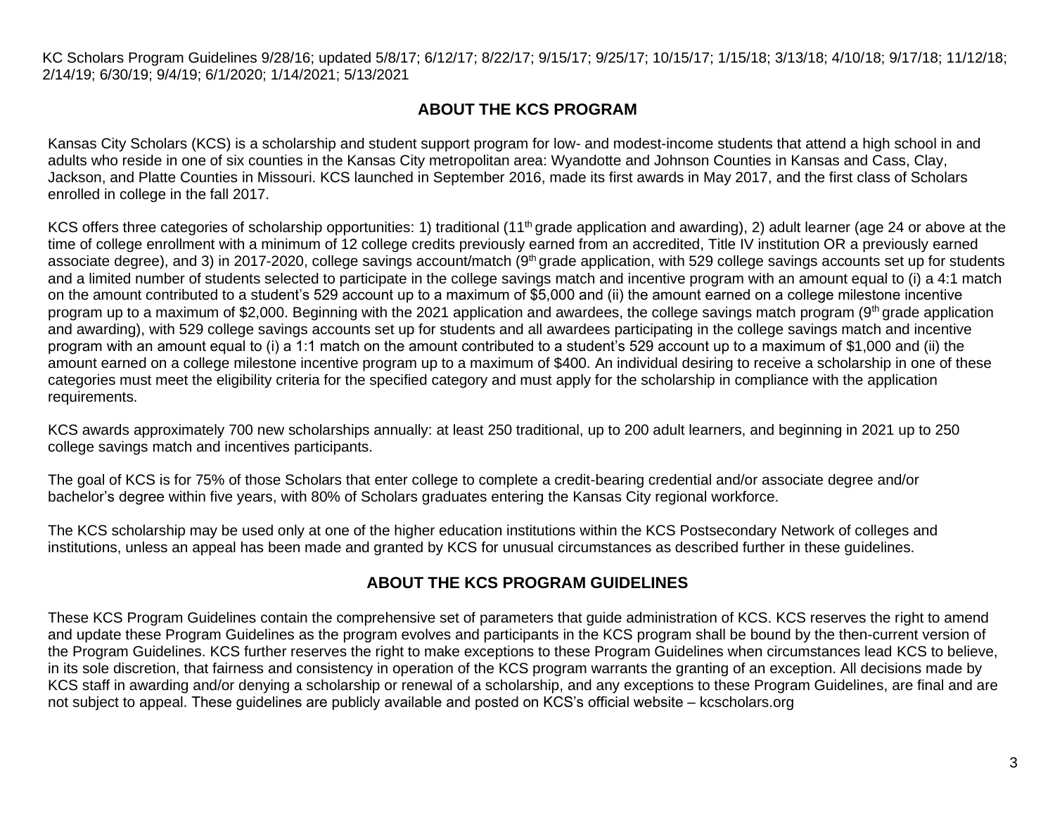KC Scholars Program Guidelines 9/28/16; updated 5/8/17; 6/12/17; 8/22/17; 9/15/17; 9/25/17; 10/15/17; 1/15/18; 3/13/18; 4/10/18; 9/17/18; 11/12/18; 2/14/19; 6/30/19; 9/4/19; 6/1/2020; 1/14/2021; 5/13/2021

## ABOUT THE KCS PROGRAM

Kansas City Scholars (KCS) is a scholarship and student support program for low- and modest-income students that attend a high school in and adults who reside in one of six counties in the Kansas City metropolitan area: Wyandotte and Johnson Counties in Kansas and Cass, Clay, Jackson, and Platte Counties in Missouri. KCS launched in September 2016, made its first awards in May 2017, and the first class of Scholars enrolled in college in the fall 2017.

KCS offers three categories of scholarship opportunities: 1) traditional (11th grade application and awarding), 2) adult learner (age 24 or above at the time of college enrollment with a minimum of 12 college credits previously earned from an accredited, Title IV institution OR a previously earned associate degree), and 3) in 2017-2020, college savings account/match (9th grade application, with 529 college savings accounts set up for students and a limited number of students selected to participate in the college savings match and incentive program with an amount equal to (i) a 4:1 match on the amount contributed to a student's 529 account up to a maximum of $5,000 and (ii) the amount earned on a college milestone incentive program up to a maximum of $2,000. Beginning with the 2021 application and awardees, the college savings match program (9th grade application and awarding), with 529 college savings accounts set up for students and all awardees participating in the college savings match and incentive program with an amount equal to (i) a 1:1 match on the amount contributed to a student's 529 account up to a maximum of $1,000 and (ii) the amount earned on a college milestone incentive program up to a maximum of $400. An individual desiring to receive a scholarship in one of these categories must meet the eligibility criteria for the specified category and must apply for the scholarship in compliance with the application requirements.

KCS awards approximately 700 new scholarships annually: at least 250 traditional, up to 200 adult learners, and beginning in 2021 up to 250 college savings match and incentives participants.

The goal of KCS is for 75% of those Scholars that enter college to complete a credit-bearing credential and/or associate degree and/or bachelor's degree within five years, with 80% of Scholars graduates entering the Kansas City regional workforce.

The KCS scholarship may be used only at one of the higher education institutions within the KCS Postsecondary Network of colleges and institutions, unless an appeal has been made and granted by KCS for unusual circumstances as described further in these guidelines.

## ABOUT THE KCS PROGRAM GUIDELINES

These KCS Program Guidelines contain the comprehensive set of parameters that guide administration of KCS. KCS reserves the right to amend and update these Program Guidelines as the program evolves and participants in the KCS program shall be bound by the then-current version of the Program Guidelines. KCS further reserves the right to make exceptions to these Program Guidelines when circumstances lead KCS to believe, in its sole discretion, that fairness and consistency in operation of the KCS program warrants the granting of an exception. All decisions made by KCS staff in awarding and/or denying a scholarship or renewal of a scholarship, and any exceptions to these Program Guidelines, are final and are not subject to appeal. These guidelines are publicly available and posted on KCS's official website – kcscholars.org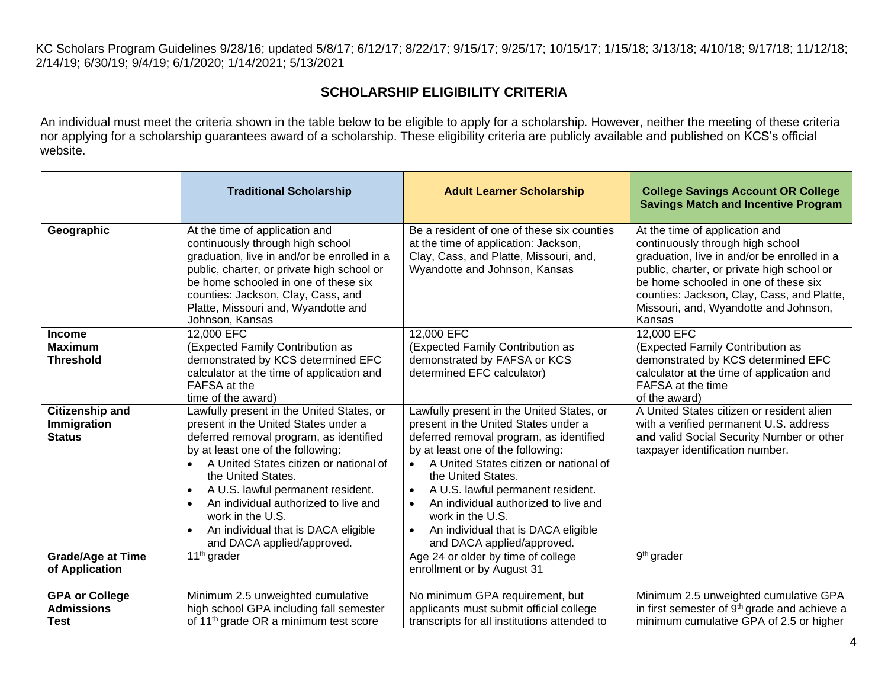KC Scholars Program Guidelines 9/28/16; updated 5/8/17; 6/12/17; 8/22/17; 9/15/17; 9/25/17; 10/15/17; 1/15/18; 3/13/18; 4/10/18; 9/17/18; 11/12/18; 2/14/19; 6/30/19; 9/4/19; 6/1/2020; 1/14/2021; 5/13/2021

## SCHOLARSHIP ELIGIBILITY CRITERIA

An individual must meet the criteria shown in the table below to be eligible to apply for a scholarship. However, neither the meeting of these criteria nor applying for a scholarship guarantees award of a scholarship. These eligibility criteria are publicly available and published on KCS's official website.

| | **Traditional Scholarship** | **Adult Learner Scholarship** | **College Savings Account OR College Savings Match and Incentive Program** |
|---|---|---|---|
| **Geographic** | At the time of application and continuously through high school graduation, live in and/or be enrolled in a public, charter, or private high school or be home schooled in one of these six counties: Jackson, Clay, Cass, and Platte, Missouri and, Wyandotte and Johnson, Kansas | Be a resident of one of these six counties at the time of application: Jackson, Clay, Cass, and Platte, Missouri, and, Wyandotte and Johnson, Kansas | At the time of application and continuously through high school graduation, live in and/or be enrolled in a public, charter, or private high school or be home schooled in one of these six counties: Jackson, Clay, Cass, and Platte, Missouri, and, Wyandotte and Johnson, Kansas |
| **Income Maximum Threshold** | 12,000 EFC (Expected Family Contribution as demonstrated by KCS determined EFC calculator at the time of application and FAFSA at the time of the award) | 12,000 EFC (Expected Family Contribution as demonstrated by FAFSA or KCS determined EFC calculator) | 12,000 EFC (Expected Family Contribution as demonstrated by KCS determined EFC calculator at the time of application and FAFSA at the time of the award) |
| **Citizenship and Immigration Status** | Lawfully present in the United States, or present in the United States under a deferred removal program, as identified by at least one of the following: <br>• A United States citizen or national of the United States. <br>• A U.S. lawful permanent resident. <br>• An individual authorized to live and work in the U.S. <br>• An individual that is DACA eligible and DACA applied/approved. | Lawfully present in the United States, or present in the United States under a deferred removal program, as identified by at least one of the following: <br>• A United States citizen or national of the United States. <br>• A U.S. lawful permanent resident. <br>• An individual authorized to live and work in the U.S. <br>• An individual that is DACA eligible and DACA applied/approved. | A United States citizen or resident alien with a verified permanent U.S. address **and** valid Social Security Number or other taxpayer identification number. |
| **Grade/Age at Time of Application** | 11th grader | Age 24 or older by time of college enrollment or by August 31 | 9th grader |
| **GPA or College Admissions Test** | Minimum 2.5 unweighted cumulative high school GPA including fall semester of 11th grade OR a minimum test score | No minimum GPA requirement, but applicants must submit official college transcripts for all institutions attended to | Minimum 2.5 unweighted cumulative GPA in first semester of 9th grade and achieve a minimum cumulative GPA of 2.5 or higher |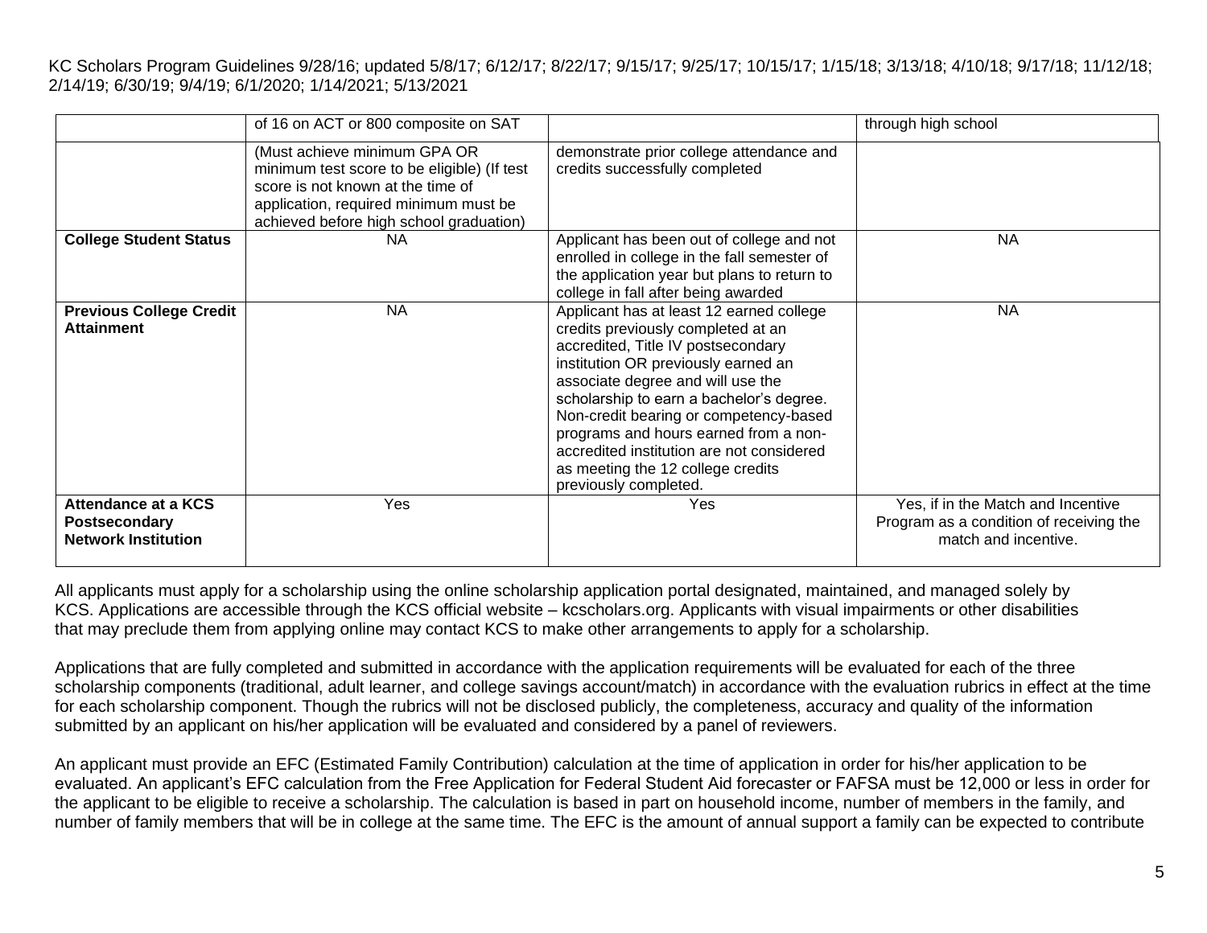| | | | |
|---|---|---|---|
| | of 16 on ACT or 800 composite on SAT | | through high school |
| | (Must achieve minimum GPA OR minimum test score to be eligible) (If test score is not known at the time of application, required minimum must be achieved before high school graduation) | demonstrate prior college attendance and credits successfully completed | |
| **College Student Status** | NA | Applicant has been out of college and not enrolled in college in the fall semester of the application year but plans to return to college in fall after being awarded | NA |
| **Previous College Credit Attainment** | NA | Applicant has at least 12 earned college credits previously completed at an accredited, Title IV postsecondary institution OR previously earned an associate degree and will use the scholarship to earn a bachelor's degree. Non-credit bearing or competency-based programs and hours earned from a non-accredited institution are not considered as meeting the 12 college credits previously completed. | NA |
| **Attendance at a KCS Postsecondary Network Institution** | Yes | Yes | Yes, if in the Match and Incentive Program as a condition of receiving the match and incentive. |

All applicants must apply for a scholarship using the online scholarship application portal designated, maintained, and managed solely by KCS. Applications are accessible through the KCS official website – kcscholars.org. Applicants with visual impairments or other disabilities that may preclude them from applying online may contact KCS to make other arrangements to apply for a scholarship.

Applications that are fully completed and submitted in accordance with the application requirements will be evaluated for each of the three scholarship components (traditional, adult learner, and college savings account/match) in accordance with the evaluation rubrics in effect at the time for each scholarship component. Though the rubrics will not be disclosed publicly, the completeness, accuracy and quality of the information submitted by an applicant on his/her application will be evaluated and considered by a panel of reviewers.

An applicant must provide an EFC (Estimated Family Contribution) calculation at the time of application in order for his/her application to be evaluated. An applicant's EFC calculation from the Free Application for Federal Student Aid forecaster or FAFSA must be 12,000 or less in order for the applicant to be eligible to receive a scholarship. The calculation is based in part on household income, number of members in the family, and number of family members that will be in college at the same time. The EFC is the amount of annual support a family can be expected to contribute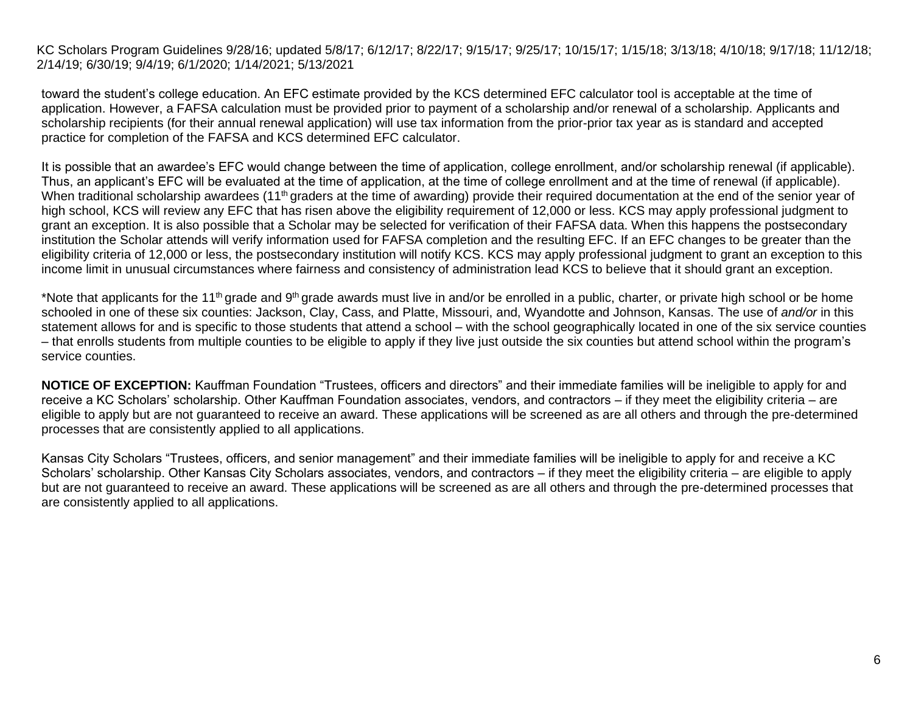toward the student's college education. An EFC estimate provided by the KCS determined EFC calculator tool is acceptable at the time of application. However, a FAFSA calculation must be provided prior to payment of a scholarship and/or renewal of a scholarship. Applicants and scholarship recipients (for their annual renewal application) will use tax information from the prior-prior tax year as is standard and accepted practice for completion of the FAFSA and KCS determined EFC calculator.

It is possible that an awardee's EFC would change between the time of application, college enrollment, and/or scholarship renewal (if applicable). Thus, an applicant's EFC will be evaluated at the time of application, at the time of college enrollment and at the time of renewal (if applicable). When traditional scholarship awardees (11th graders at the time of awarding) provide their required documentation at the end of the senior year of high school, KCS will review any EFC that has risen above the eligibility requirement of 12,000 or less. KCS may apply professional judgment to grant an exception. It is also possible that a Scholar may be selected for verification of their FAFSA data. When this happens the postsecondary institution the Scholar attends will verify information used for FAFSA completion and the resulting EFC. If an EFC changes to be greater than the eligibility criteria of 12,000 or less, the postsecondary institution will notify KCS. KCS may apply professional judgment to grant an exception to this income limit in unusual circumstances where fairness and consistency of administration lead KCS to believe that it should grant an exception.

*Note that applicants for the 11th grade and 9th grade awards must live in and/or be enrolled in a public, charter, or private high school or be home schooled in one of these six counties: Jackson, Clay, Cass, and Platte, Missouri, and, Wyandotte and Johnson, Kansas. The use of *and/or* in this statement allows for and is specific to those students that attend a school – with the school geographically located in one of the six service counties – that enrolls students from multiple counties to be eligible to apply if they live just outside the six counties but attend school within the program's service counties.

**NOTICE OF EXCEPTION:** Kauffman Foundation "Trustees, officers and directors" and their immediate families will be ineligible to apply for and receive a KC Scholars' scholarship. Other Kauffman Foundation associates, vendors, and contractors – if they meet the eligibility criteria – are eligible to apply but are not guaranteed to receive an award. These applications will be screened as are all others and through the pre-determined processes that are consistently applied to all applications.

Kansas City Scholars "Trustees, officers, and senior management" and their immediate families will be ineligible to apply for and receive a KC Scholars' scholarship. Other Kansas City Scholars associates, vendors, and contractors – if they meet the eligibility criteria – are eligible to apply but are not guaranteed to receive an award. These applications will be screened as are all others and through the pre-determined processes that are consistently applied to all applications.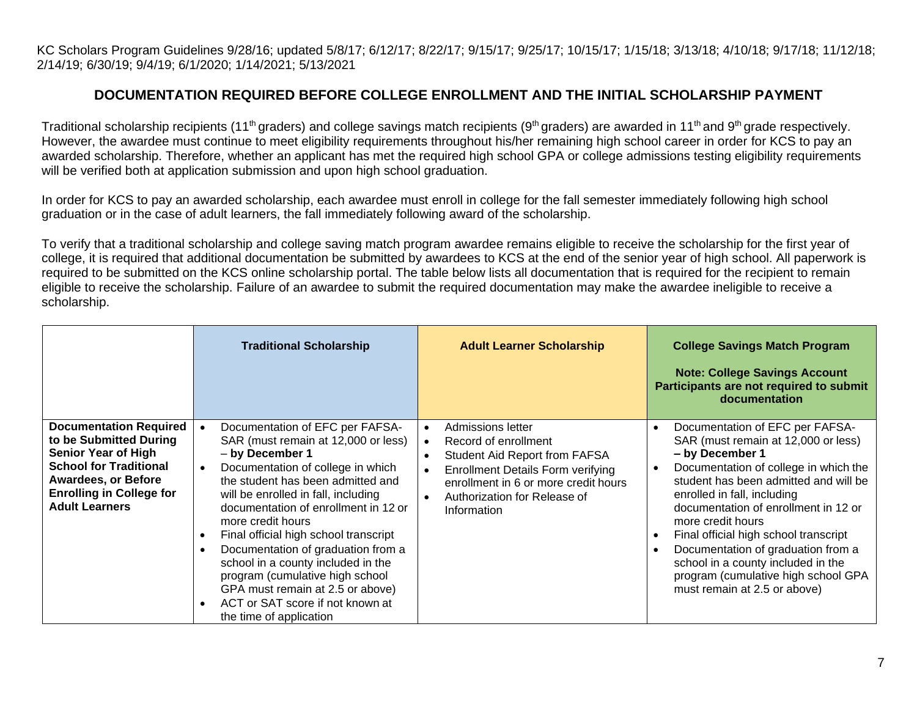KC Scholars Program Guidelines 9/28/16; updated 5/8/17; 6/12/17; 8/22/17; 9/15/17; 9/25/17; 10/15/17; 1/15/18; 3/13/18; 4/10/18; 9/17/18; 11/12/18; 2/14/19; 6/30/19; 9/4/19; 6/1/2020; 1/14/2021; 5/13/2021

## DOCUMENTATION REQUIRED BEFORE COLLEGE ENROLLMENT AND THE INITIAL SCHOLARSHIP PAYMENT

Traditional scholarship recipients (11th graders) and college savings match recipients (9th graders) are awarded in 11th and 9th grade respectively. However, the awardee must continue to meet eligibility requirements throughout his/her remaining high school career in order for KCS to pay an awarded scholarship. Therefore, whether an applicant has met the required high school GPA or college admissions testing eligibility requirements will be verified both at application submission and upon high school graduation.

In order for KCS to pay an awarded scholarship, each awardee must enroll in college for the fall semester immediately following high school graduation or in the case of adult learners, the fall immediately following award of the scholarship.

To verify that a traditional scholarship and college saving match program awardee remains eligible to receive the scholarship for the first year of college, it is required that additional documentation be submitted by awardees to KCS at the end of the senior year of high school. All paperwork is required to be submitted on the KCS online scholarship portal. The table below lists all documentation that is required for the recipient to remain eligible to receive the scholarship. Failure of an awardee to submit the required documentation may make the awardee ineligible to receive a scholarship.

| | **Traditional Scholarship** | **Adult Learner Scholarship** | **College Savings Match Program**<br><br>**Note: College Savings Account Participants are not required to submit documentation** |
|---|---|---|---|
| **Documentation Required to be Submitted During Senior Year of High School for Traditional Awardees, or Before Enrolling in College for Adult Learners** | • Documentation of EFC per FAFSA-SAR (must remain at 12,000 or less) – **by December 1**<br>• Documentation of college in which the student has been admitted and will be enrolled in fall, including documentation of enrollment in 12 or more credit hours<br>• Final official high school transcript<br>• Documentation of graduation from a school in a county included in the program (cumulative high school GPA must remain at 2.5 or above)<br>• ACT or SAT score if not known at the time of application | • Admissions letter<br>• Record of enrollment<br>• Student Aid Report from FAFSA<br>• Enrollment Details Form verifying enrollment in 6 or more credit hours<br>• Authorization for Release of Information | • Documentation of EFC per FAFSA-SAR (must remain at 12,000 or less) **– by December 1**<br>• Documentation of college in which the student has been admitted and will be enrolled in fall, including documentation of enrollment in 12 or more credit hours<br>• Final official high school transcript<br>• Documentation of graduation from a school in a county included in the program (cumulative high school GPA must remain at 2.5 or above) |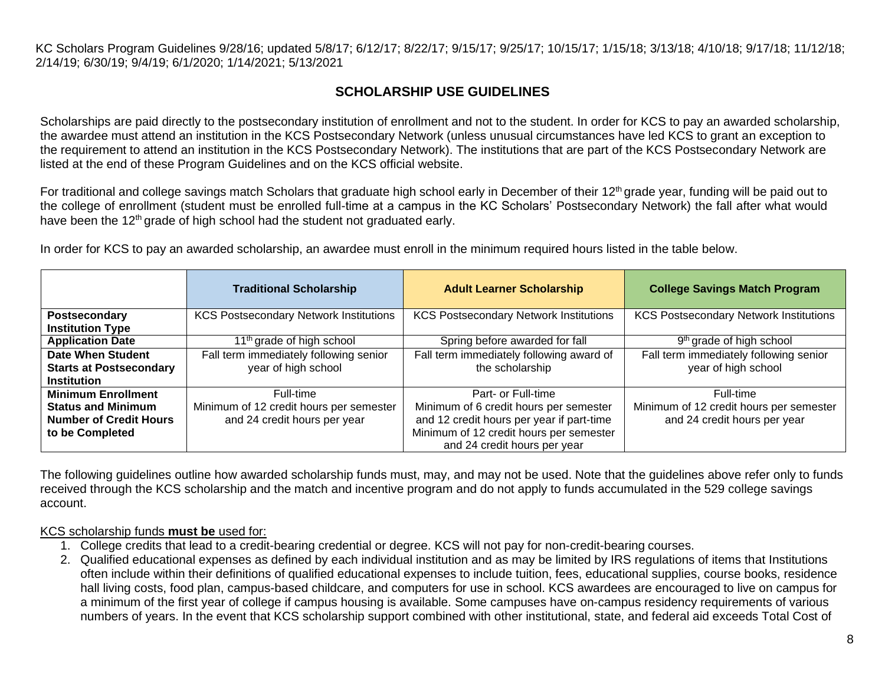KC Scholars Program Guidelines 9/28/16; updated 5/8/17; 6/12/17; 8/22/17; 9/15/17; 9/25/17; 10/15/17; 1/15/18; 3/13/18; 4/10/18; 9/17/18; 11/12/18; 2/14/19; 6/30/19; 9/4/19; 6/1/2020; 1/14/2021; 5/13/2021

## SCHOLARSHIP USE GUIDELINES

Scholarships are paid directly to the postsecondary institution of enrollment and not to the student. In order for KCS to pay an awarded scholarship, the awardee must attend an institution in the KCS Postsecondary Network (unless unusual circumstances have led KCS to grant an exception to the requirement to attend an institution in the KCS Postsecondary Network). The institutions that are part of the KCS Postsecondary Network are listed at the end of these Program Guidelines and on the KCS official website.

For traditional and college savings match Scholars that graduate high school early in December of their 12th grade year, funding will be paid out to the college of enrollment (student must be enrolled full-time at a campus in the KC Scholars' Postsecondary Network) the fall after what would have been the 12th grade of high school had the student not graduated early.

In order for KCS to pay an awarded scholarship, an awardee must enroll in the minimum required hours listed in the table below.

| | **Traditional Scholarship** | **Adult Learner Scholarship** | **College Savings Match Program** |
|---|---|---|---|
| **Postsecondary Institution Type** | KCS Postsecondary Network Institutions | KCS Postsecondary Network Institutions | KCS Postsecondary Network Institutions |
| **Application Date** | 11th grade of high school | Spring before awarded for fall | 9th grade of high school |
| **Date When Student Starts at Postsecondary Institution** | Fall term immediately following senior year of high school | Fall term immediately following award of the scholarship | Fall term immediately following senior year of high school |
| **Minimum Enrollment Status and Minimum Number of Credit Hours to be Completed** | Full-time<br>Minimum of 12 credit hours per semester and 24 credit hours per year | Part- or Full-time<br>Minimum of 6 credit hours per semester and 12 credit hours per year if part-time<br>Minimum of 12 credit hours per semester and 24 credit hours per year | Full-time<br>Minimum of 12 credit hours per semester and 24 credit hours per year |

The following guidelines outline how awarded scholarship funds must, may, and may not be used. Note that the guidelines above refer only to funds received through the KCS scholarship and the match and incentive program and do not apply to funds accumulated in the 529 college savings account.

<u>KCS scholarship funds **must be** used for:</u>

1. College credits that lead to a credit-bearing credential or degree. KCS will not pay for non-credit-bearing courses.
2. Qualified educational expenses as defined by each individual institution and as may be limited by IRS regulations of items that Institutions often include within their definitions of qualified educational expenses to include tuition, fees, educational supplies, course books, residence hall living costs, food plan, campus-based childcare, and computers for use in school. KCS awardees are encouraged to live on campus for a minimum of the first year of college if campus housing is available. Some campuses have on-campus residency requirements of various numbers of years. In the event that KCS scholarship support combined with other institutional, state, and federal aid exceeds Total Cost of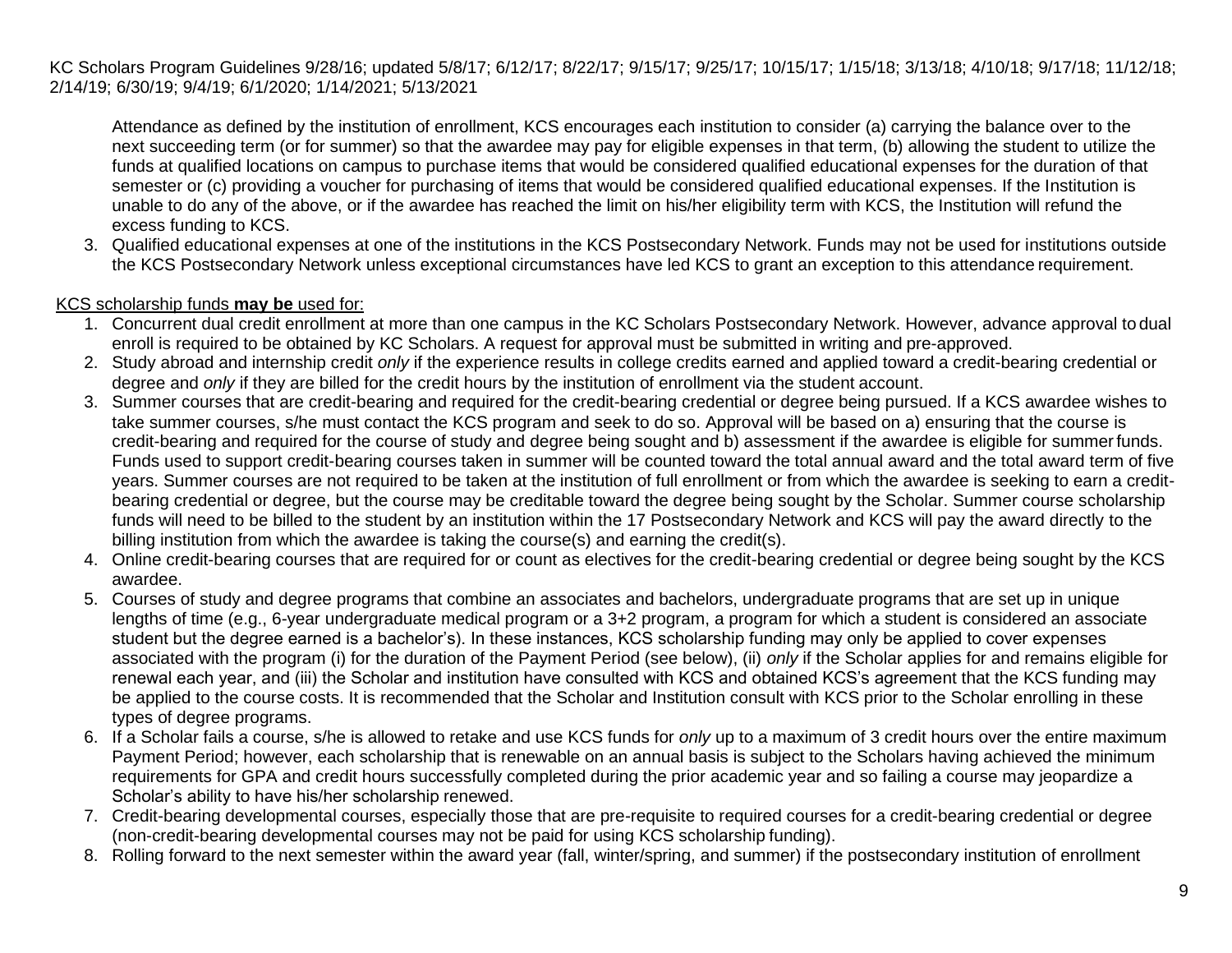Attendance as defined by the institution of enrollment, KCS encourages each institution to consider (a) carrying the balance over to the next succeeding term (or for summer) so that the awardee may pay for eligible expenses in that term, (b) allowing the student to utilize the funds at qualified locations on campus to purchase items that would be considered qualified educational expenses for the duration of that semester or (c) providing a voucher for purchasing of items that would be considered qualified educational expenses. If the Institution is unable to do any of the above, or if the awardee has reached the limit on his/her eligibility term with KCS, the Institution will refund the excess funding to KCS.

3. Qualified educational expenses at one of the institutions in the KCS Postsecondary Network. Funds may not be used for institutions outside the KCS Postsecondary Network unless exceptional circumstances have led KCS to grant an exception to this attendance requirement.

<u>KCS scholarship funds **may be** used for:</u>

1. Concurrent dual credit enrollment at more than one campus in the KC Scholars Postsecondary Network. However, advance approval to dual enroll is required to be obtained by KC Scholars. A request for approval must be submitted in writing and pre-approved.
2. Study abroad and internship credit *only* if the experience results in college credits earned and applied toward a credit-bearing credential or degree and *only* if they are billed for the credit hours by the institution of enrollment via the student account.
3. Summer courses that are credit-bearing and required for the credit-bearing credential or degree being pursued. If a KCS awardee wishes to take summer courses, s/he must contact the KCS program and seek to do so. Approval will be based on a) ensuring that the course is credit-bearing and required for the course of study and degree being sought and b) assessment if the awardee is eligible for summer funds. Funds used to support credit-bearing courses taken in summer will be counted toward the total annual award and the total award term of five years. Summer courses are not required to be taken at the institution of full enrollment or from which the awardee is seeking to earn a credit-bearing credential or degree, but the course may be creditable toward the degree being sought by the Scholar. Summer course scholarship funds will need to be billed to the student by an institution within the 17 Postsecondary Network and KCS will pay the award directly to the billing institution from which the awardee is taking the course(s) and earning the credit(s).
4. Online credit-bearing courses that are required for or count as electives for the credit-bearing credential or degree being sought by the KCS awardee.
5. Courses of study and degree programs that combine an associates and bachelors, undergraduate programs that are set up in unique lengths of time (e.g., 6-year undergraduate medical program or a 3+2 program, a program for which a student is considered an associate student but the degree earned is a bachelor's). In these instances, KCS scholarship funding may only be applied to cover expenses associated with the program (i) for the duration of the Payment Period (see below), (ii) *only* if the Scholar applies for and remains eligible for renewal each year, and (iii) the Scholar and institution have consulted with KCS and obtained KCS's agreement that the KCS funding may be applied to the course costs. It is recommended that the Scholar and Institution consult with KCS prior to the Scholar enrolling in these types of degree programs.
6. If a Scholar fails a course, s/he is allowed to retake and use KCS funds for *only* up to a maximum of 3 credit hours over the entire maximum Payment Period; however, each scholarship that is renewable on an annual basis is subject to the Scholars having achieved the minimum requirements for GPA and credit hours successfully completed during the prior academic year and so failing a course may jeopardize a Scholar's ability to have his/her scholarship renewed.
7. Credit-bearing developmental courses, especially those that are pre-requisite to required courses for a credit-bearing credential or degree (non-credit-bearing developmental courses may not be paid for using KCS scholarship funding).
8. Rolling forward to the next semester within the award year (fall, winter/spring, and summer) if the postsecondary institution of enrollment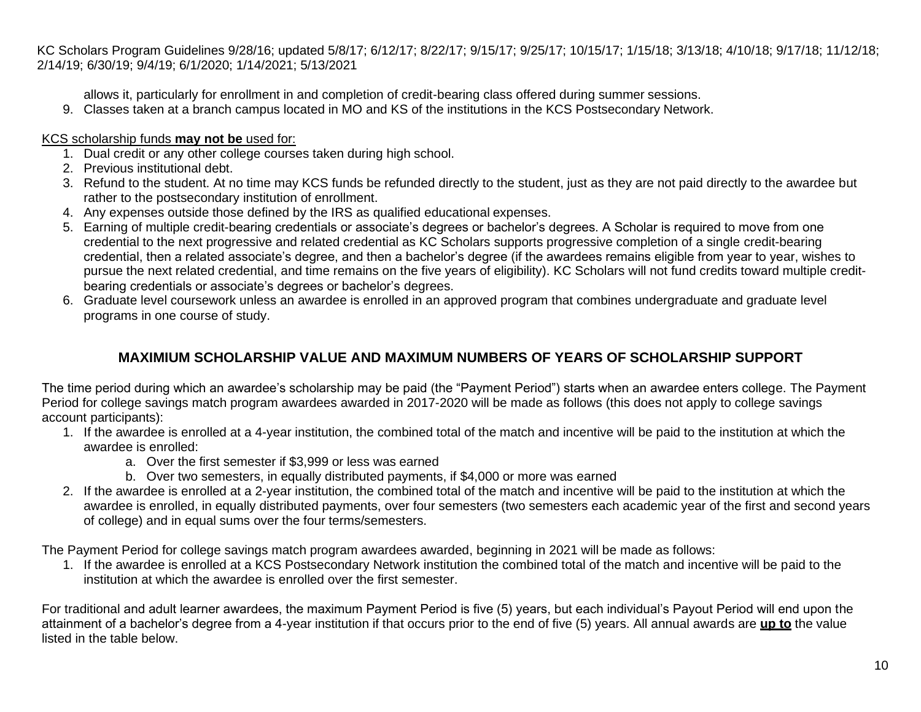allows it, particularly for enrollment in and completion of credit-bearing class offered during summer sessions.

9. Classes taken at a branch campus located in MO and KS of the institutions in the KCS Postsecondary Network.

KCS scholarship funds **may not be** used for:

1. Dual credit or any other college courses taken during high school.
2. Previous institutional debt.
3. Refund to the student. At no time may KCS funds be refunded directly to the student, just as they are not paid directly to the awardee but rather to the postsecondary institution of enrollment.
4. Any expenses outside those defined by the IRS as qualified educational expenses.
5. Earning of multiple credit-bearing credentials or associate's degrees or bachelor's degrees. A Scholar is required to move from one credential to the next progressive and related credential as KC Scholars supports progressive completion of a single credit-bearing credential, then a related associate's degree, and then a bachelor's degree (if the awardees remains eligible from year to year, wishes to pursue the next related credential, and time remains on the five years of eligibility). KC Scholars will not fund credits toward multiple credit-bearing credentials or associate's degrees or bachelor's degrees.
6. Graduate level coursework unless an awardee is enrolled in an approved program that combines undergraduate and graduate level programs in one course of study.

## MAXIMIUM SCHOLARSHIP VALUE AND MAXIMUM NUMBERS OF YEARS OF SCHOLARSHIP SUPPORT

The time period during which an awardee's scholarship may be paid (the "Payment Period") starts when an awardee enters college. The Payment Period for college savings match program awardees awarded in 2017-2020 will be made as follows (this does not apply to college savings account participants):

1. If the awardee is enrolled at a 4-year institution, the combined total of the match and incentive will be paid to the institution at which the awardee is enrolled:
   a. Over the first semester if $3,999 or less was earned
   b. Over two semesters, in equally distributed payments, if $4,000 or more was earned
2. If the awardee is enrolled at a 2-year institution, the combined total of the match and incentive will be paid to the institution at which the awardee is enrolled, in equally distributed payments, over four semesters (two semesters each academic year of the first and second years of college) and in equal sums over the four terms/semesters.

The Payment Period for college savings match program awardees awarded, beginning in 2021 will be made as follows:

1. If the awardee is enrolled at a KCS Postsecondary Network institution the combined total of the match and incentive will be paid to the institution at which the awardee is enrolled over the first semester.

For traditional and adult learner awardees, the maximum Payment Period is five (5) years, but each individual's Payout Period will end upon the attainment of a bachelor's degree from a 4-year institution if that occurs prior to the end of five (5) years. All annual awards are **up to** the value listed in the table below.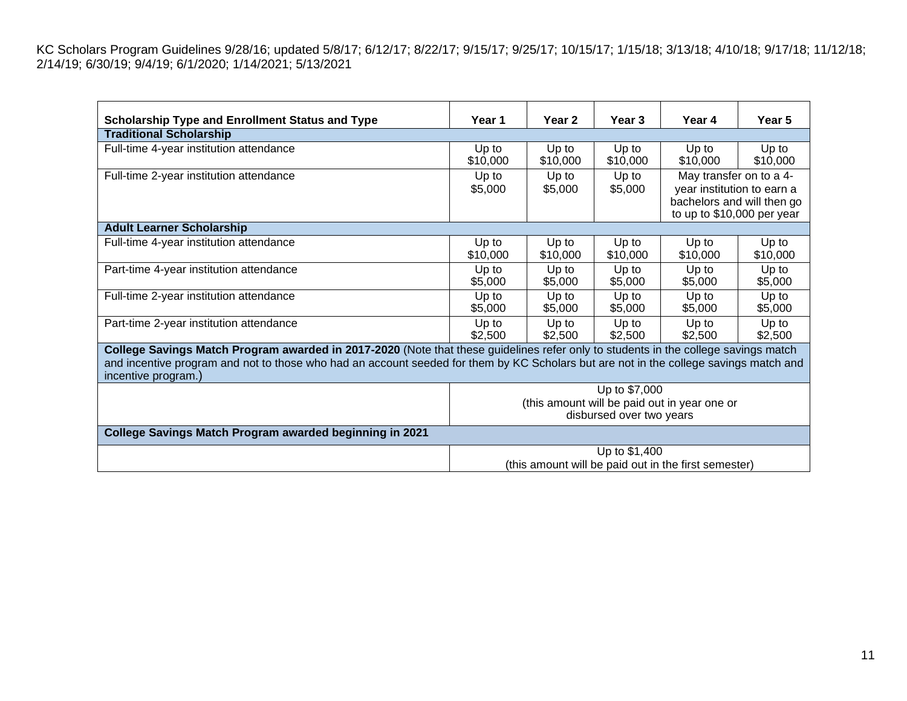KC Scholars Program Guidelines 9/28/16; updated 5/8/17; 6/12/17; 8/22/17; 9/15/17; 9/25/17; 10/15/17; 1/15/18; 3/13/18; 4/10/18; 9/17/18; 11/12/18; 2/14/19; 6/30/19; 9/4/19; 6/1/2020; 1/14/2021; 5/13/2021

| Scholarship Type and Enrollment Status and Type | Year 1 | Year 2 | Year 3 | Year 4 | Year 5 |
|---|---|---|---|---|---|
| **Traditional Scholarship** | | | | | |
| Full-time 4-year institution attendance | Up to $10,000 | Up to $10,000 | Up to $10,000 | Up to $10,000 | Up to $10,000 |
| Full-time 2-year institution attendance | Up to $5,000 | Up to $5,000 | Up to $5,000 | May transfer on to a 4-year institution to earn a bachelors and will then go to up to $10,000 per year | |
| **Adult Learner Scholarship** | | | | | |
| Full-time 4-year institution attendance | Up to $10,000 | Up to $10,000 | Up to $10,000 | Up to $10,000 | Up to $10,000 |
| Part-time 4-year institution attendance | Up to $5,000 | Up to $5,000 | Up to $5,000 | Up to $5,000 | Up to $5,000 |
| Full-time 2-year institution attendance | Up to $5,000 | Up to $5,000 | Up to $5,000 | Up to $5,000 | Up to $5,000 |
| Part-time 2-year institution attendance | Up to $2,500 | Up to $2,500 | Up to $2,500 | Up to $2,500 | Up to $2,500 |
| **College Savings Match Program awarded in 2017-2020** (Note that these guidelines refer only to students in the college savings match and incentive program and not to those who had an account seeded for them by KC Scholars but are not in the college savings match and incentive program.) | | | | | |
| | Up to $7,000 (this amount will be paid out in year one or disbursed over two years | | | | |
| **College Savings Match Program awarded beginning in 2021** | | | | | |
| | Up to $1,400 (this amount will be paid out in the first semester) | | | | |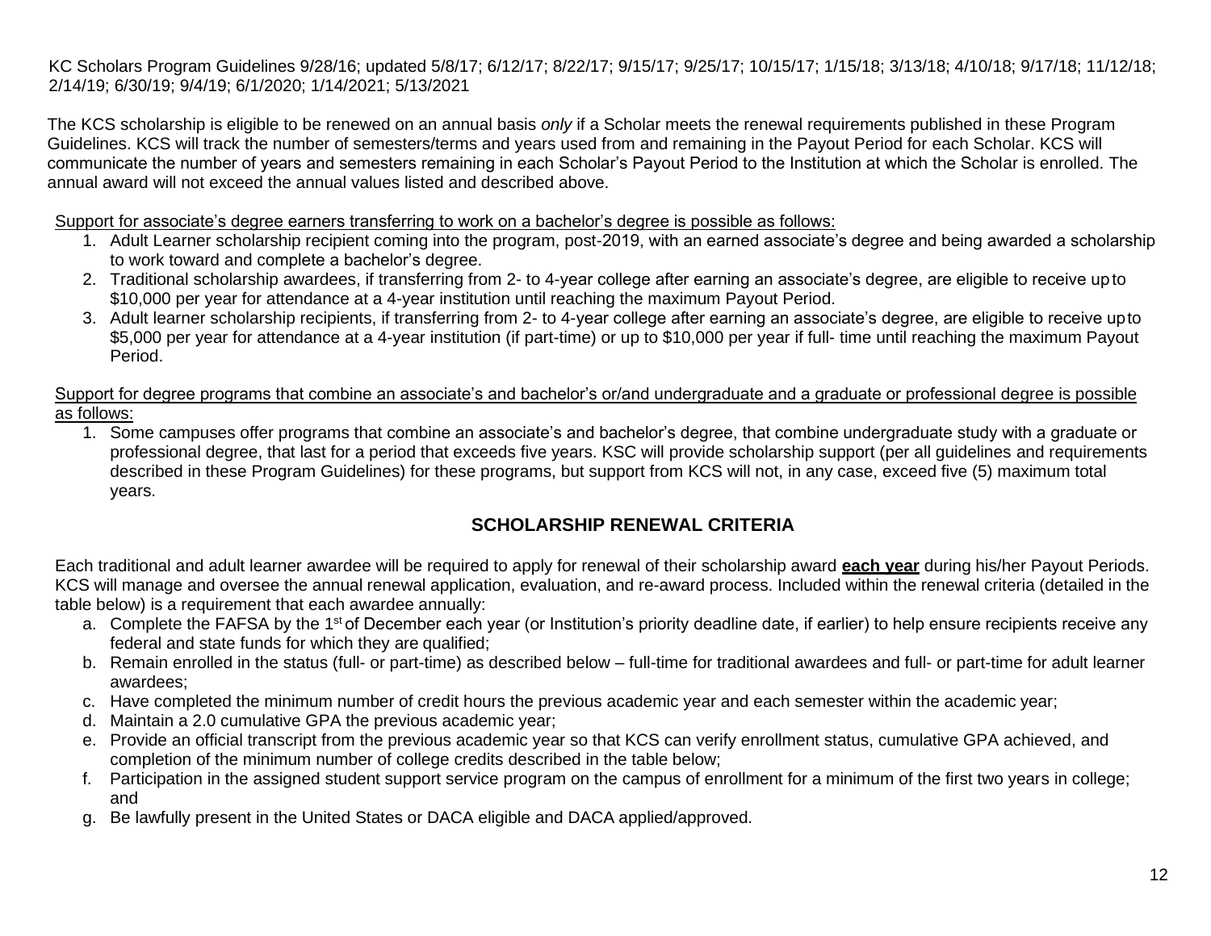KC Scholars Program Guidelines 9/28/16; updated 5/8/17; 6/12/17; 8/22/17; 9/15/17; 9/25/17; 10/15/17; 1/15/18; 3/13/18; 4/10/18; 9/17/18; 11/12/18; 2/14/19; 6/30/19; 9/4/19; 6/1/2020; 1/14/2021; 5/13/2021

The KCS scholarship is eligible to be renewed on an annual basis *only* if a Scholar meets the renewal requirements published in these Program Guidelines. KCS will track the number of semesters/terms and years used from and remaining in the Payout Period for each Scholar. KCS will communicate the number of years and semesters remaining in each Scholar's Payout Period to the Institution at which the Scholar is enrolled. The annual award will not exceed the annual values listed and described above.

Support for associate's degree earners transferring to work on a bachelor's degree is possible as follows:

1. Adult Learner scholarship recipient coming into the program, post-2019, with an earned associate's degree and being awarded a scholarship to work toward and complete a bachelor's degree.
2. Traditional scholarship awardees, if transferring from 2- to 4-year college after earning an associate's degree, are eligible to receive up to $10,000 per year for attendance at a 4-year institution until reaching the maximum Payout Period.
3. Adult learner scholarship recipients, if transferring from 2- to 4-year college after earning an associate's degree, are eligible to receive up to $5,000 per year for attendance at a 4-year institution (if part-time) or up to $10,000 per year if full- time until reaching the maximum Payout Period.

Support for degree programs that combine an associate's and bachelor's or/and undergraduate and a graduate or professional degree is possible as follows:

1. Some campuses offer programs that combine an associate's and bachelor's degree, that combine undergraduate study with a graduate or professional degree, that last for a period that exceeds five years. KSC will provide scholarship support (per all guidelines and requirements described in these Program Guidelines) for these programs, but support from KCS will not, in any case, exceed five (5) maximum total years.

## SCHOLARSHIP RENEWAL CRITERIA

Each traditional and adult learner awardee will be required to apply for renewal of their scholarship award **each year** during his/her Payout Periods. KCS will manage and oversee the annual renewal application, evaluation, and re-award process. Included within the renewal criteria (detailed in the table below) is a requirement that each awardee annually:

a. Complete the FAFSA by the 1st of December each year (or Institution's priority deadline date, if earlier) to help ensure recipients receive any federal and state funds for which they are qualified;
b. Remain enrolled in the status (full- or part-time) as described below – full-time for traditional awardees and full- or part-time for adult learner awardees;
c. Have completed the minimum number of credit hours the previous academic year and each semester within the academic year;
d. Maintain a 2.0 cumulative GPA the previous academic year;
e. Provide an official transcript from the previous academic year so that KCS can verify enrollment status, cumulative GPA achieved, and completion of the minimum number of college credits described in the table below;
f. Participation in the assigned student support service program on the campus of enrollment for a minimum of the first two years in college; and
g. Be lawfully present in the United States or DACA eligible and DACA applied/approved.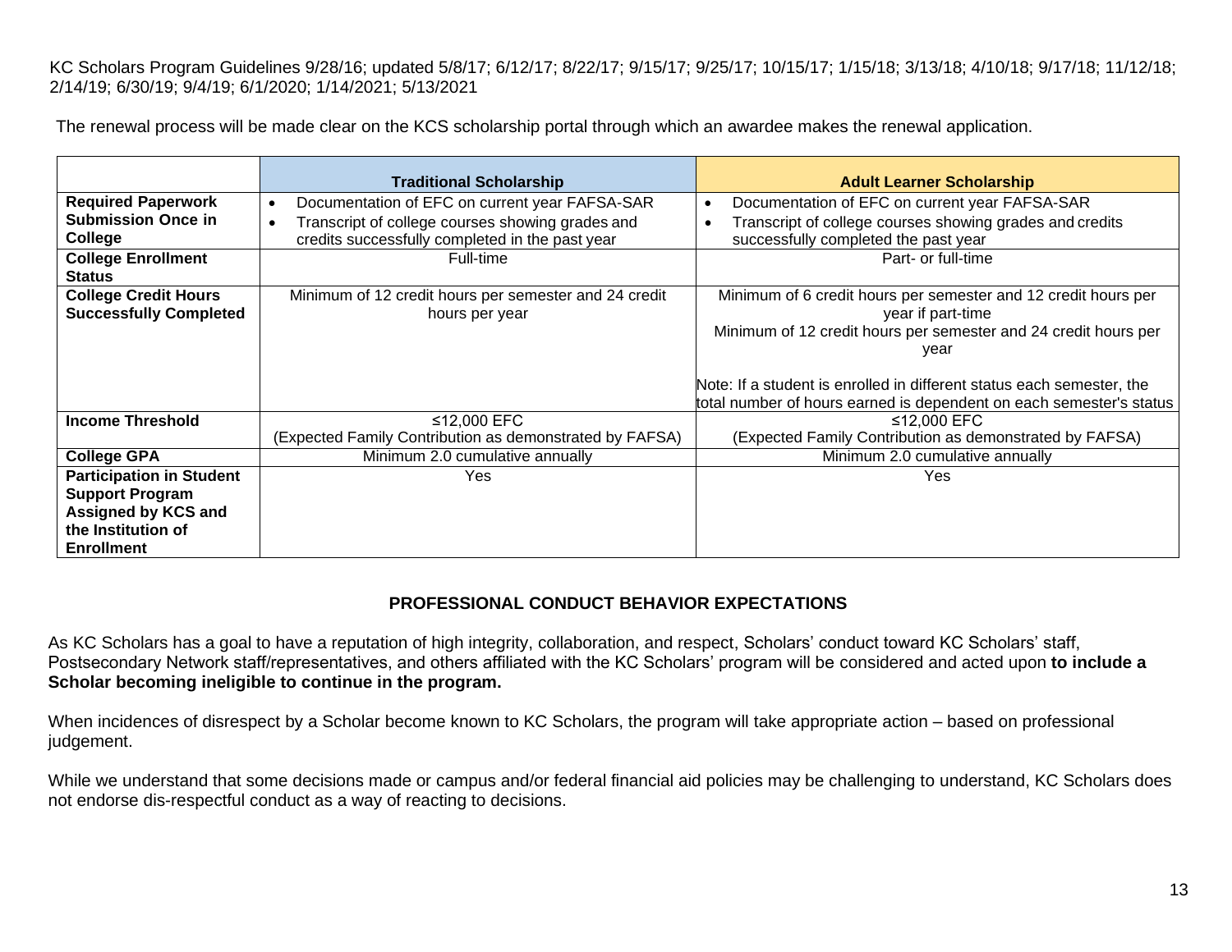KC Scholars Program Guidelines 9/28/16; updated 5/8/17; 6/12/17; 8/22/17; 9/15/17; 9/25/17; 10/15/17; 1/15/18; 3/13/18; 4/10/18; 9/17/18; 11/12/18; 2/14/19; 6/30/19; 9/4/19; 6/1/2020; 1/14/2021; 5/13/2021

The renewal process will be made clear on the KCS scholarship portal through which an awardee makes the renewal application.

| | **Traditional Scholarship** | **Adult Learner Scholarship** |
|---|---|---|
| **Required Paperwork Submission Once in College** | • Documentation of EFC on current year FAFSA-SAR<br>• Transcript of college courses showing grades and credits successfully completed in the past year | • Documentation of EFC on current year FAFSA-SAR<br>• Transcript of college courses showing grades and credits successfully completed the past year |
| **College Enrollment Status** | Full-time | Part- or full-time |
| **College Credit Hours Successfully Completed** | Minimum of 12 credit hours per semester and 24 credit hours per year | Minimum of 6 credit hours per semester and 12 credit hours per year if part-time<br>Minimum of 12 credit hours per semester and 24 credit hours per year<br><br>Note: If a student is enrolled in different status each semester, the total number of hours earned is dependent on each semester's status |
| **Income Threshold** | ≤12,000 EFC<br>(Expected Family Contribution as demonstrated by FAFSA) | ≤12,000 EFC<br>(Expected Family Contribution as demonstrated by FAFSA) |
| **College GPA** | Minimum 2.0 cumulative annually | Minimum 2.0 cumulative annually |
| **Participation in Student Support Program Assigned by KCS and the Institution of Enrollment** | Yes | Yes |

## PROFESSIONAL CONDUCT BEHAVIOR EXPECTATIONS

As KC Scholars has a goal to have a reputation of high integrity, collaboration, and respect, Scholars' conduct toward KC Scholars' staff, Postsecondary Network staff/representatives, and others affiliated with the KC Scholars' program will be considered and acted upon **to include a Scholar becoming ineligible to continue in the program.**

When incidences of disrespect by a Scholar become known to KC Scholars, the program will take appropriate action – based on professional judgement.

While we understand that some decisions made or campus and/or federal financial aid policies may be challenging to understand, KC Scholars does not endorse dis-respectful conduct as a way of reacting to decisions.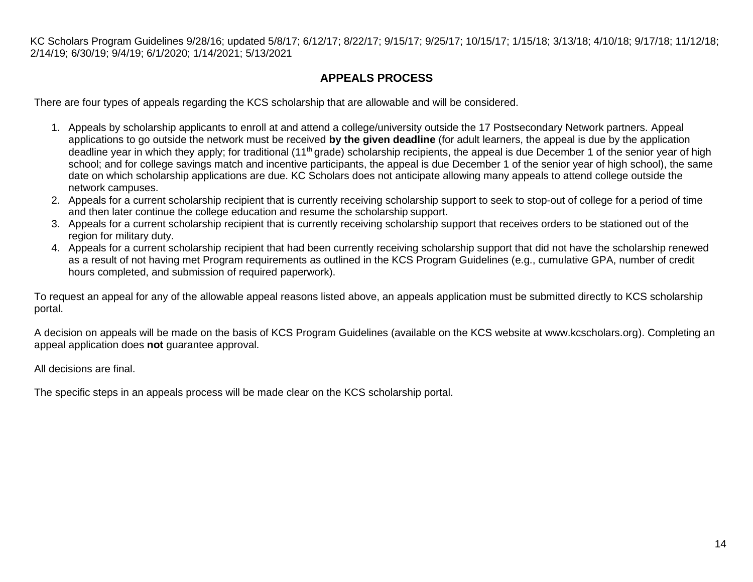KC Scholars Program Guidelines 9/28/16; updated 5/8/17; 6/12/17; 8/22/17; 9/15/17; 9/25/17; 10/15/17; 1/15/18; 3/13/18; 4/10/18; 9/17/18; 11/12/18; 2/14/19; 6/30/19; 9/4/19; 6/1/2020; 1/14/2021; 5/13/2021

## APPEALS PROCESS

There are four types of appeals regarding the KCS scholarship that are allowable and will be considered.

1. Appeals by scholarship applicants to enroll at and attend a college/university outside the 17 Postsecondary Network partners. Appeal applications to go outside the network must be received **by the given deadline** (for adult learners, the appeal is due by the application deadline year in which they apply; for traditional (11th grade) scholarship recipients, the appeal is due December 1 of the senior year of high school; and for college savings match and incentive participants, the appeal is due December 1 of the senior year of high school), the same date on which scholarship applications are due. KC Scholars does not anticipate allowing many appeals to attend college outside the network campuses.
2. Appeals for a current scholarship recipient that is currently receiving scholarship support to seek to stop-out of college for a period of time and then later continue the college education and resume the scholarship support.
3. Appeals for a current scholarship recipient that is currently receiving scholarship support that receives orders to be stationed out of the region for military duty.
4. Appeals for a current scholarship recipient that had been currently receiving scholarship support that did not have the scholarship renewed as a result of not having met Program requirements as outlined in the KCS Program Guidelines (e.g., cumulative GPA, number of credit hours completed, and submission of required paperwork).

To request an appeal for any of the allowable appeal reasons listed above, an appeals application must be submitted directly to KCS scholarship portal.

A decision on appeals will be made on the basis of KCS Program Guidelines (available on the KCS website at www.kcscholars.org). Completing an appeal application does **not** guarantee approval.

All decisions are final.

The specific steps in an appeals process will be made clear on the KCS scholarship portal.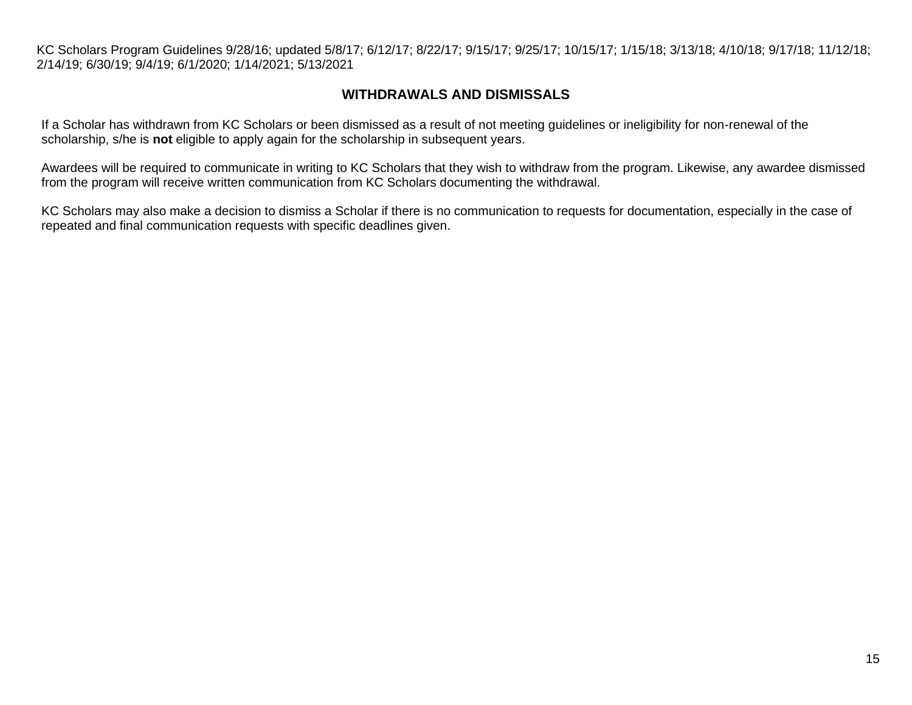## WITHDRAWALS AND DISMISSALS

If a Scholar has withdrawn from KC Scholars or been dismissed as a result of not meeting guidelines or ineligibility for non-renewal of the scholarship, s/he is **not** eligible to apply again for the scholarship in subsequent years.

Awardees will be required to communicate in writing to KC Scholars that they wish to withdraw from the program. Likewise, any awardee dismissed from the program will receive written communication from KC Scholars documenting the withdrawal.

KC Scholars may also make a decision to dismiss a Scholar if there is no communication to requests for documentation, especially in the case of repeated and final communication requests with specific deadlines given.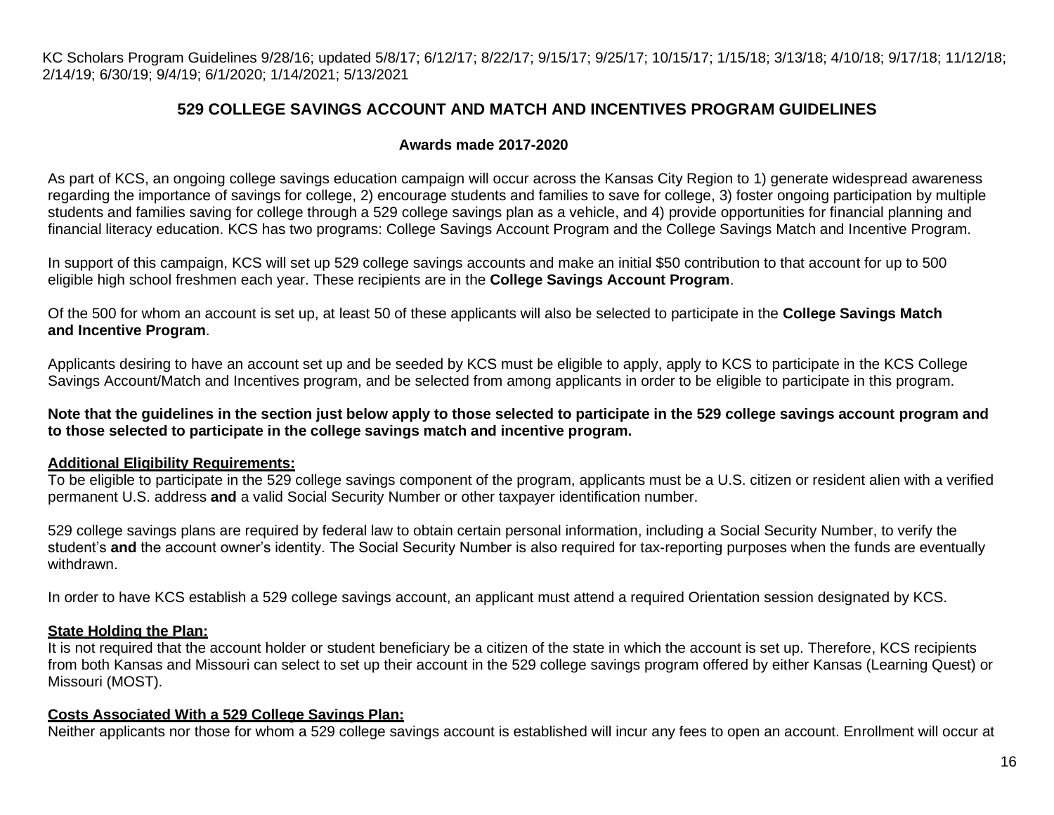KC Scholars Program Guidelines 9/28/16; updated 5/8/17; 6/12/17; 8/22/17; 9/15/17; 9/25/17; 10/15/17; 1/15/18; 3/13/18; 4/10/18; 9/17/18; 11/12/18; 2/14/19; 6/30/19; 9/4/19; 6/1/2020; 1/14/2021; 5/13/2021

## 529 COLLEGE SAVINGS ACCOUNT AND MATCH AND INCENTIVES PROGRAM GUIDELINES

### Awards made 2017-2020

As part of KCS, an ongoing college savings education campaign will occur across the Kansas City Region to 1) generate widespread awareness regarding the importance of savings for college, 2) encourage students and families to save for college, 3) foster ongoing participation by multiple students and families saving for college through a 529 college savings plan as a vehicle, and 4) provide opportunities for financial planning and financial literacy education. KCS has two programs: College Savings Account Program and the College Savings Match and Incentive Program.

In support of this campaign, KCS will set up 529 college savings accounts and make an initial $50 contribution to that account for up to 500 eligible high school freshmen each year. These recipients are in the **College Savings Account Program**.

Of the 500 for whom an account is set up, at least 50 of these applicants will also be selected to participate in the **College Savings Match and Incentive Program**.

Applicants desiring to have an account set up and be seeded by KCS must be eligible to apply, apply to KCS to participate in the KCS College Savings Account/Match and Incentives program, and be selected from among applicants in order to be eligible to participate in this program.

**Note that the guidelines in the section just below apply to those selected to participate in the 529 college savings account program and to those selected to participate in the college savings match and incentive program.**

**Additional Eligibility Requirements:**

To be eligible to participate in the 529 college savings component of the program, applicants must be a U.S. citizen or resident alien with a verified permanent U.S. address **and** a valid Social Security Number or other taxpayer identification number.

529 college savings plans are required by federal law to obtain certain personal information, including a Social Security Number, to verify the student's **and** the account owner's identity. The Social Security Number is also required for tax-reporting purposes when the funds are eventually withdrawn.

In order to have KCS establish a 529 college savings account, an applicant must attend a required Orientation session designated by KCS.

**State Holding the Plan:**

It is not required that the account holder or student beneficiary be a citizen of the state in which the account is set up. Therefore, KCS recipients from both Kansas and Missouri can select to set up their account in the 529 college savings program offered by either Kansas (Learning Quest) or Missouri (MOST).

**Costs Associated With a 529 College Savings Plan:**

Neither applicants nor those for whom a 529 college savings account is established will incur any fees to open an account. Enrollment will occur at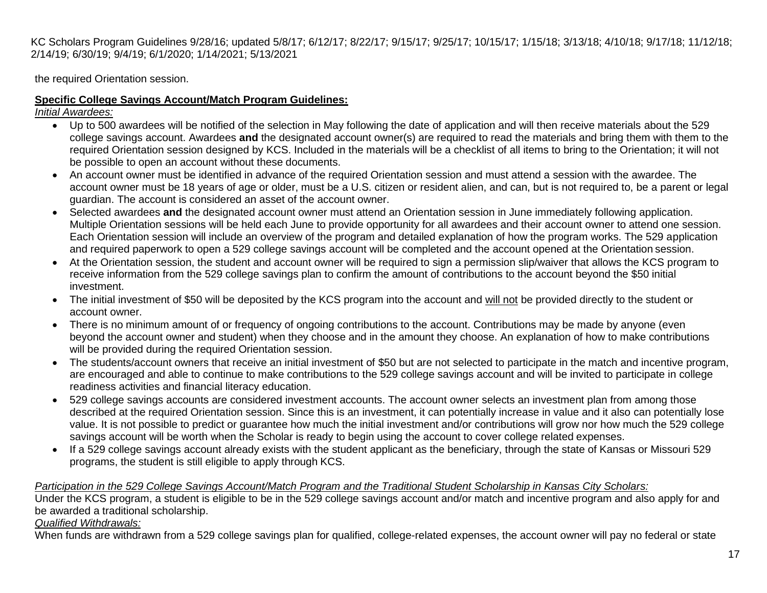the required Orientation session.

**Specific College Savings Account/Match Program Guidelines:**

*Initial Awardees:*

- Up to 500 awardees will be notified of the selection in May following the date of application and will then receive materials about the 529 college savings account. Awardees **and** the designated account owner(s) are required to read the materials and bring them with them to the required Orientation session designed by KCS. Included in the materials will be a checklist of all items to bring to the Orientation; it will not be possible to open an account without these documents.
- An account owner must be identified in advance of the required Orientation session and must attend a session with the awardee. The account owner must be 18 years of age or older, must be a U.S. citizen or resident alien, and can, but is not required to, be a parent or legal guardian. The account is considered an asset of the account owner.
- Selected awardees **and** the designated account owner must attend an Orientation session in June immediately following application. Multiple Orientation sessions will be held each June to provide opportunity for all awardees and their account owner to attend one session. Each Orientation session will include an overview of the program and detailed explanation of how the program works. The 529 application and required paperwork to open a 529 college savings account will be completed and the account opened at the Orientation session.
- At the Orientation session, the student and account owner will be required to sign a permission slip/waiver that allows the KCS program to receive information from the 529 college savings plan to confirm the amount of contributions to the account beyond the $50 initial investment.
- The initial investment of $50 will be deposited by the KCS program into the account and <u>will not</u> be provided directly to the student or account owner.
- There is no minimum amount of or frequency of ongoing contributions to the account. Contributions may be made by anyone (even beyond the account owner and student) when they choose and in the amount they choose. An explanation of how to make contributions will be provided during the required Orientation session.
- The students/account owners that receive an initial investment of $50 but are not selected to participate in the match and incentive program, are encouraged and able to continue to make contributions to the 529 college savings account and will be invited to participate in college readiness activities and financial literacy education.
- 529 college savings accounts are considered investment accounts. The account owner selects an investment plan from among those described at the required Orientation session. Since this is an investment, it can potentially increase in value and it also can potentially lose value. It is not possible to predict or guarantee how much the initial investment and/or contributions will grow nor how much the 529 college savings account will be worth when the Scholar is ready to begin using the account to cover college related expenses.
- If a 529 college savings account already exists with the student applicant as the beneficiary, through the state of Kansas or Missouri 529 programs, the student is still eligible to apply through KCS.

*Participation in the 529 College Savings Account/Match Program and the Traditional Student Scholarship in Kansas City Scholars:*

Under the KCS program, a student is eligible to be in the 529 college savings account and/or match and incentive program and also apply for and be awarded a traditional scholarship.

*Qualified Withdrawals:*

When funds are withdrawn from a 529 college savings plan for qualified, college-related expenses, the account owner will pay no federal or state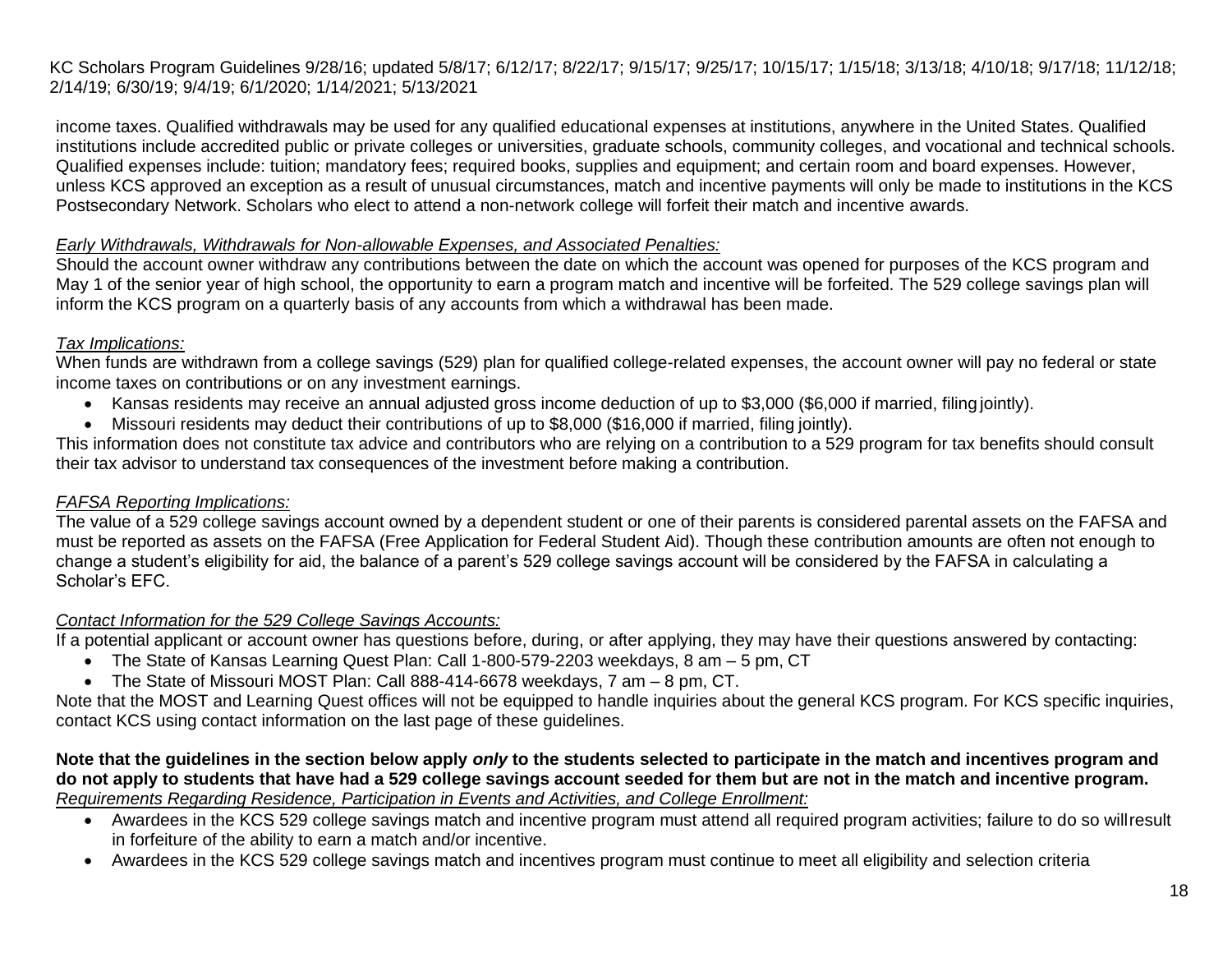income taxes. Qualified withdrawals may be used for any qualified educational expenses at institutions, anywhere in the United States. Qualified institutions include accredited public or private colleges or universities, graduate schools, community colleges, and vocational and technical schools. Qualified expenses include: tuition; mandatory fees; required books, supplies and equipment; and certain room and board expenses. However, unless KCS approved an exception as a result of unusual circumstances, match and incentive payments will only be made to institutions in the KCS Postsecondary Network. Scholars who elect to attend a non-network college will forfeit their match and incentive awards.

*Early Withdrawals, Withdrawals for Non-allowable Expenses, and Associated Penalties:*

Should the account owner withdraw any contributions between the date on which the account was opened for purposes of the KCS program and May 1 of the senior year of high school, the opportunity to earn a program match and incentive will be forfeited. The 529 college savings plan will inform the KCS program on a quarterly basis of any accounts from which a withdrawal has been made.

*Tax Implications:*

When funds are withdrawn from a college savings (529) plan for qualified college-related expenses, the account owner will pay no federal or state income taxes on contributions or on any investment earnings.

- Kansas residents may receive an annual adjusted gross income deduction of up to $3,000 ($6,000 if married, filing jointly).
- Missouri residents may deduct their contributions of up to $8,000 ($16,000 if married, filing jointly).

This information does not constitute tax advice and contributors who are relying on a contribution to a 529 program for tax benefits should consult their tax advisor to understand tax consequences of the investment before making a contribution.

*FAFSA Reporting Implications:*

The value of a 529 college savings account owned by a dependent student or one of their parents is considered parental assets on the FAFSA and must be reported as assets on the FAFSA (Free Application for Federal Student Aid). Though these contribution amounts are often not enough to change a student's eligibility for aid, the balance of a parent's 529 college savings account will be considered by the FAFSA in calculating a Scholar's EFC.

*Contact Information for the 529 College Savings Accounts:*

If a potential applicant or account owner has questions before, during, or after applying, they may have their questions answered by contacting:

- The State of Kansas Learning Quest Plan: Call 1-800-579-2203 weekdays, 8 am – 5 pm, CT
- The State of Missouri MOST Plan: Call 888-414-6678 weekdays, 7 am – 8 pm, CT.

Note that the MOST and Learning Quest offices will not be equipped to handle inquiries about the general KCS program. For KCS specific inquiries, contact KCS using contact information on the last page of these guidelines.

**Note that the guidelines in the section below apply *only* to the students selected to participate in the match and incentives program and do not apply to students that have had a 529 college savings account seeded for them but are not in the match and incentive program.**

*Requirements Regarding Residence, Participation in Events and Activities, and College Enrollment:*

- Awardees in the KCS 529 college savings match and incentive program must attend all required program activities; failure to do so will result in forfeiture of the ability to earn a match and/or incentive.
- Awardees in the KCS 529 college savings match and incentives program must continue to meet all eligibility and selection criteria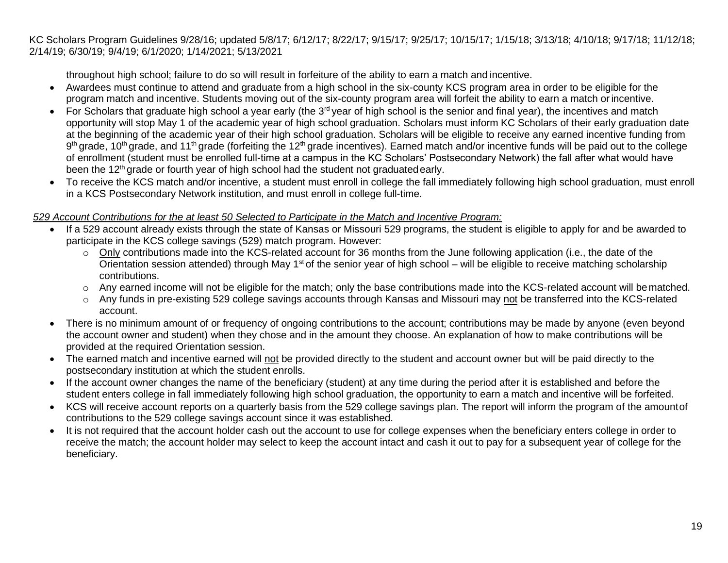throughout high school; failure to do so will result in forfeiture of the ability to earn a match and incentive.

- Awardees must continue to attend and graduate from a high school in the six-county KCS program area in order to be eligible for the program match and incentive. Students moving out of the six-county program area will forfeit the ability to earn a match or incentive.
- For Scholars that graduate high school a year early (the 3rd year of high school is the senior and final year), the incentives and match opportunity will stop May 1 of the academic year of high school graduation. Scholars must inform KC Scholars of their early graduation date at the beginning of the academic year of their high school graduation. Scholars will be eligible to receive any earned incentive funding from 9th grade, 10th grade, and 11th grade (forfeiting the 12th grade incentives). Earned match and/or incentive funds will be paid out to the college of enrollment (student must be enrolled full-time at a campus in the KC Scholars' Postsecondary Network) the fall after what would have been the 12th grade or fourth year of high school had the student not graduated early.
- To receive the KCS match and/or incentive, a student must enroll in college the fall immediately following high school graduation, must enroll in a KCS Postsecondary Network institution, and must enroll in college full-time.

*529 Account Contributions for the at least 50 Selected to Participate in the Match and Incentive Program:*

- If a 529 account already exists through the state of Kansas or Missouri 529 programs, the student is eligible to apply for and be awarded to participate in the KCS college savings (529) match program. However:
  - Only contributions made into the KCS-related account for 36 months from the June following application (i.e., the date of the Orientation session attended) through May 1st of the senior year of high school – will be eligible to receive matching scholarship contributions.
  - Any earned income will not be eligible for the match; only the base contributions made into the KCS-related account will be matched.
  - Any funds in pre-existing 529 college savings accounts through Kansas and Missouri may not be transferred into the KCS-related account.
- There is no minimum amount of or frequency of ongoing contributions to the account; contributions may be made by anyone (even beyond the account owner and student) when they chose and in the amount they choose. An explanation of how to make contributions will be provided at the required Orientation session.
- The earned match and incentive earned will not be provided directly to the student and account owner but will be paid directly to the postsecondary institution at which the student enrolls.
- If the account owner changes the name of the beneficiary (student) at any time during the period after it is established and before the student enters college in fall immediately following high school graduation, the opportunity to earn a match and incentive will be forfeited.
- KCS will receive account reports on a quarterly basis from the 529 college savings plan. The report will inform the program of the amount of contributions to the 529 college savings account since it was established.
- It is not required that the account holder cash out the account to use for college expenses when the beneficiary enters college in order to receive the match; the account holder may select to keep the account intact and cash it out to pay for a subsequent year of college for the beneficiary.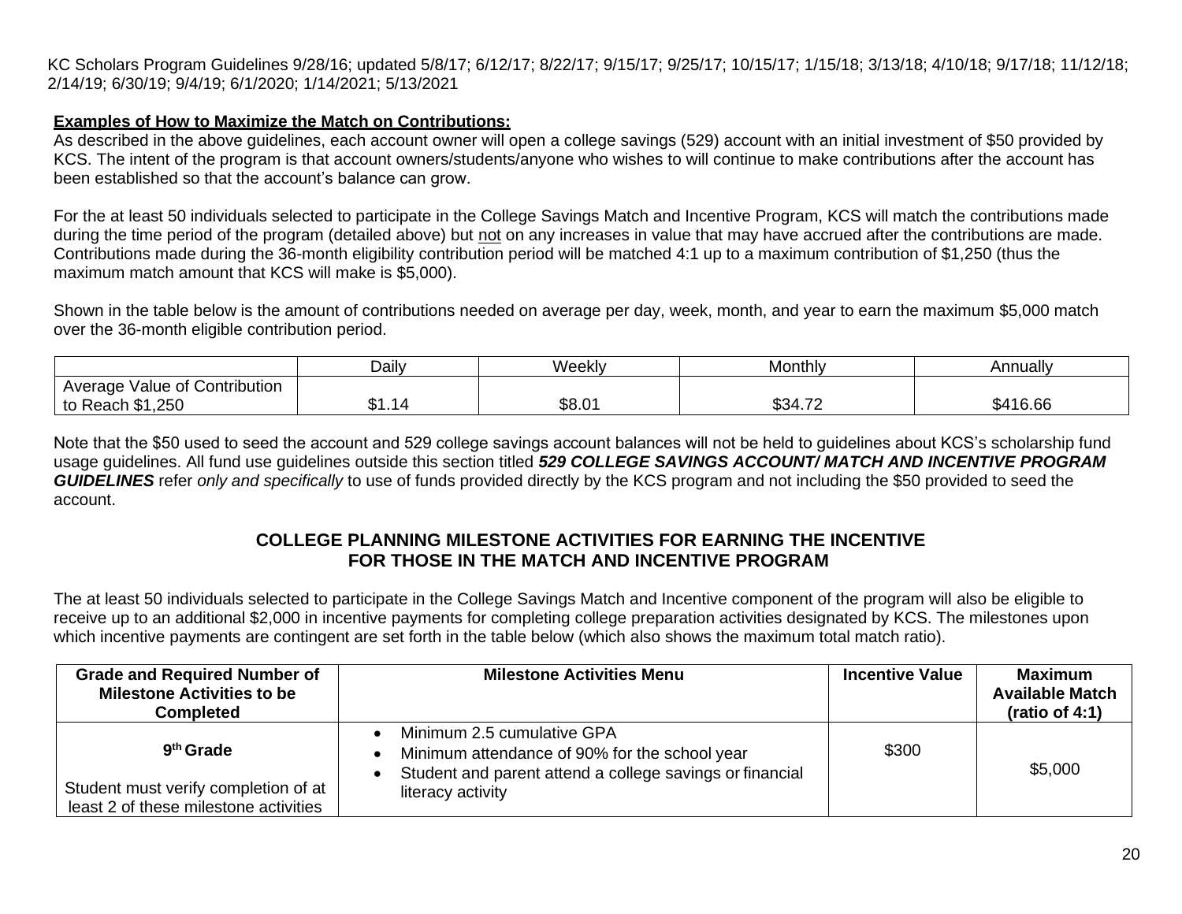KC Scholars Program Guidelines 9/28/16; updated 5/8/17; 6/12/17; 8/22/17; 9/15/17; 9/25/17; 10/15/17; 1/15/18; 3/13/18; 4/10/18; 9/17/18; 11/12/18; 2/14/19; 6/30/19; 9/4/19; 6/1/2020; 1/14/2021; 5/13/2021

**Examples of How to Maximize the Match on Contributions:**

As described in the above guidelines, each account owner will open a college savings (529) account with an initial investment of $50 provided by KCS. The intent of the program is that account owners/students/anyone who wishes to will continue to make contributions after the account has been established so that the account's balance can grow.

For the at least 50 individuals selected to participate in the College Savings Match and Incentive Program, KCS will match the contributions made during the time period of the program (detailed above) but not on any increases in value that may have accrued after the contributions are made. Contributions made during the 36-month eligibility contribution period will be matched 4:1 up to a maximum contribution of $1,250 (thus the maximum match amount that KCS will make is $5,000).

Shown in the table below is the amount of contributions needed on average per day, week, month, and year to earn the maximum $5,000 match over the 36-month eligible contribution period.

| | Daily | Weekly | Monthly | Annually |
|---|---|---|---|---|
| Average Value of Contribution to Reach $1,250 | $1.14 | $8.01 | $34.72 | $416.66 |

Note that the $50 used to seed the account and 529 college savings account balances will not be held to guidelines about KCS's scholarship fund usage guidelines. All fund use guidelines outside this section titled ***529 COLLEGE SAVINGS ACCOUNT/ MATCH AND INCENTIVE PROGRAM GUIDELINES*** refer *only and specifically* to use of funds provided directly by the KCS program and not including the $50 provided to seed the account.

## COLLEGE PLANNING MILESTONE ACTIVITIES FOR EARNING THE INCENTIVE FOR THOSE IN THE MATCH AND INCENTIVE PROGRAM

The at least 50 individuals selected to participate in the College Savings Match and Incentive component of the program will also be eligible to receive up to an additional $2,000 in incentive payments for completing college preparation activities designated by KCS. The milestones upon which incentive payments are contingent are set forth in the table below (which also shows the maximum total match ratio).

| Grade and Required Number of Milestone Activities to be Completed | Milestone Activities Menu | Incentive Value | Maximum Available Match (ratio of 4:1) |
|---|---|---|---|
| **9th Grade**<br><br>Student must verify completion of at least 2 of these milestone activities | • Minimum 2.5 cumulative GPA<br>• Minimum attendance of 90% for the school year<br>• Student and parent attend a college savings or financial literacy activity | $300 | $5,000 |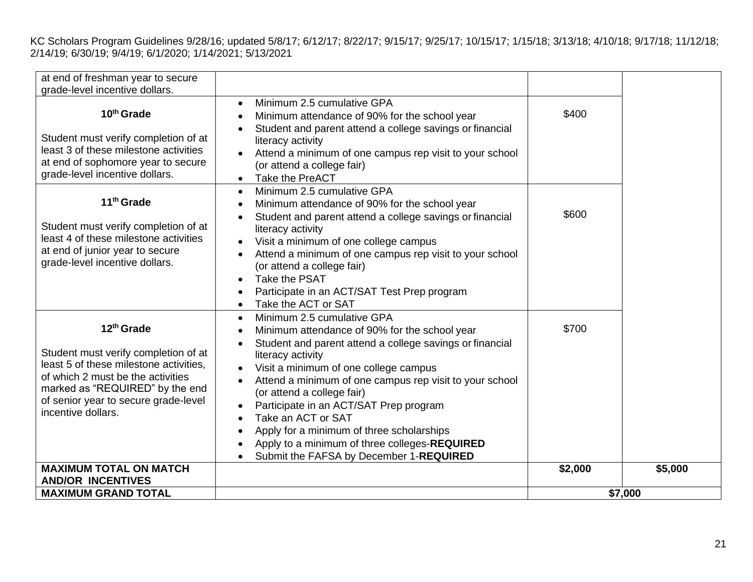KC Scholars Program Guidelines 9/28/16; updated 5/8/17; 6/12/17; 8/22/17; 9/15/17; 9/25/17; 10/15/17; 1/15/18; 3/13/18; 4/10/18; 9/17/18; 11/12/18; 2/14/19; 6/30/19; 9/4/19; 6/1/2020; 1/14/2021; 5/13/2021

| | | | |
|---|---|---|---|
| at end of freshman year to secure grade-level incentive dollars. | | | |
| **10th Grade**<br><br>Student must verify completion of at least 3 of these milestone activities at end of sophomore year to secure grade-level incentive dollars. | • Minimum 2.5 cumulative GPA<br>• Minimum attendance of 90% for the school year<br>• Student and parent attend a college savings or financial literacy activity<br>• Attend a minimum of one campus rep visit to your school (or attend a college fair)<br>• Take the PreACT | $400 | |
| **11th Grade**<br><br>Student must verify completion of at least 4 of these milestone activities at end of junior year to secure grade-level incentive dollars. | • Minimum 2.5 cumulative GPA<br>• Minimum attendance of 90% for the school year<br>• Student and parent attend a college savings or financial literacy activity<br>• Visit a minimum of one college campus<br>• Attend a minimum of one campus rep visit to your school (or attend a college fair)<br>• Take the PSAT<br>• Participate in an ACT/SAT Test Prep program<br>• Take the ACT or SAT | $600 | |
| **12th Grade**<br><br>Student must verify completion of at least 5 of these milestone activities, of which 2 must be the activities marked as "REQUIRED" by the end of senior year to secure grade-level incentive dollars. | • Minimum 2.5 cumulative GPA<br>• Minimum attendance of 90% for the school year<br>• Student and parent attend a college savings or financial literacy activity<br>• Visit a minimum of one college campus<br>• Attend a minimum of one campus rep visit to your school (or attend a college fair)<br>• Participate in an ACT/SAT Prep program<br>• Take an ACT or SAT<br>• Apply for a minimum of three scholarships<br>• Apply to a minimum of three colleges-**REQUIRED**<br>• Submit the FAFSA by December 1-**REQUIRED** | $700 | |
| **MAXIMUM TOTAL ON MATCH AND/OR INCENTIVES** | | **$2,000** | **$5,000** |
| **MAXIMUM GRAND TOTAL** | | **$7,000** | |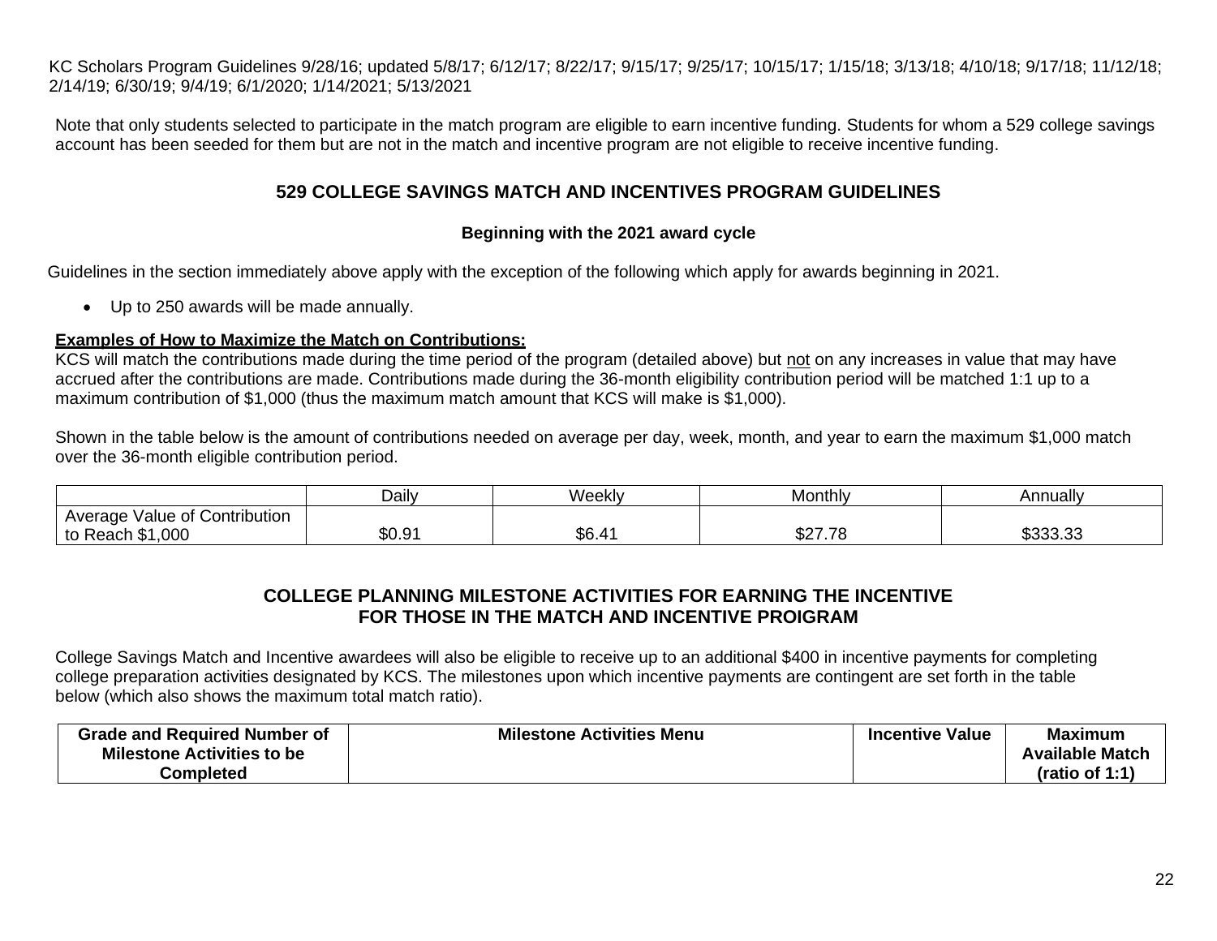KC Scholars Program Guidelines 9/28/16; updated 5/8/17; 6/12/17; 8/22/17; 9/15/17; 9/25/17; 10/15/17; 1/15/18; 3/13/18; 4/10/18; 9/17/18; 11/12/18; 2/14/19; 6/30/19; 9/4/19; 6/1/2020; 1/14/2021; 5/13/2021

Note that only students selected to participate in the match program are eligible to earn incentive funding. Students for whom a 529 college savings account has been seeded for them but are not in the match and incentive program are not eligible to receive incentive funding.

## 529 COLLEGE SAVINGS MATCH AND INCENTIVES PROGRAM GUIDELINES

**Beginning with the 2021 award cycle**

Guidelines in the section immediately above apply with the exception of the following which apply for awards beginning in 2021.

- Up to 250 awards will be made annually.

**Examples of How to Maximize the Match on Contributions:**
KCS will match the contributions made during the time period of the program (detailed above) but not on any increases in value that may have accrued after the contributions are made. Contributions made during the 36-month eligibility contribution period will be matched 1:1 up to a maximum contribution of $1,000 (thus the maximum match amount that KCS will make is $1,000).

Shown in the table below is the amount of contributions needed on average per day, week, month, and year to earn the maximum $1,000 match over the 36-month eligible contribution period.

| | Daily | Weekly | Monthly | Annually |
|---|---|---|---|---|
| Average Value of Contribution to Reach $1,000 | $0.91 | $6.41 | $27.78 | $333.33 |

## COLLEGE PLANNING MILESTONE ACTIVITIES FOR EARNING THE INCENTIVE FOR THOSE IN THE MATCH AND INCENTIVE PROIGRAM

College Savings Match and Incentive awardees will also be eligible to receive up to an additional $400 in incentive payments for completing college preparation activities designated by KCS. The milestones upon which incentive payments are contingent are set forth in the table below (which also shows the maximum total match ratio).

| Grade and Required Number of Milestone Activities to be Completed | Milestone Activities Menu | Incentive Value | Maximum Available Match (ratio of 1:1) |
|---|---|---|---|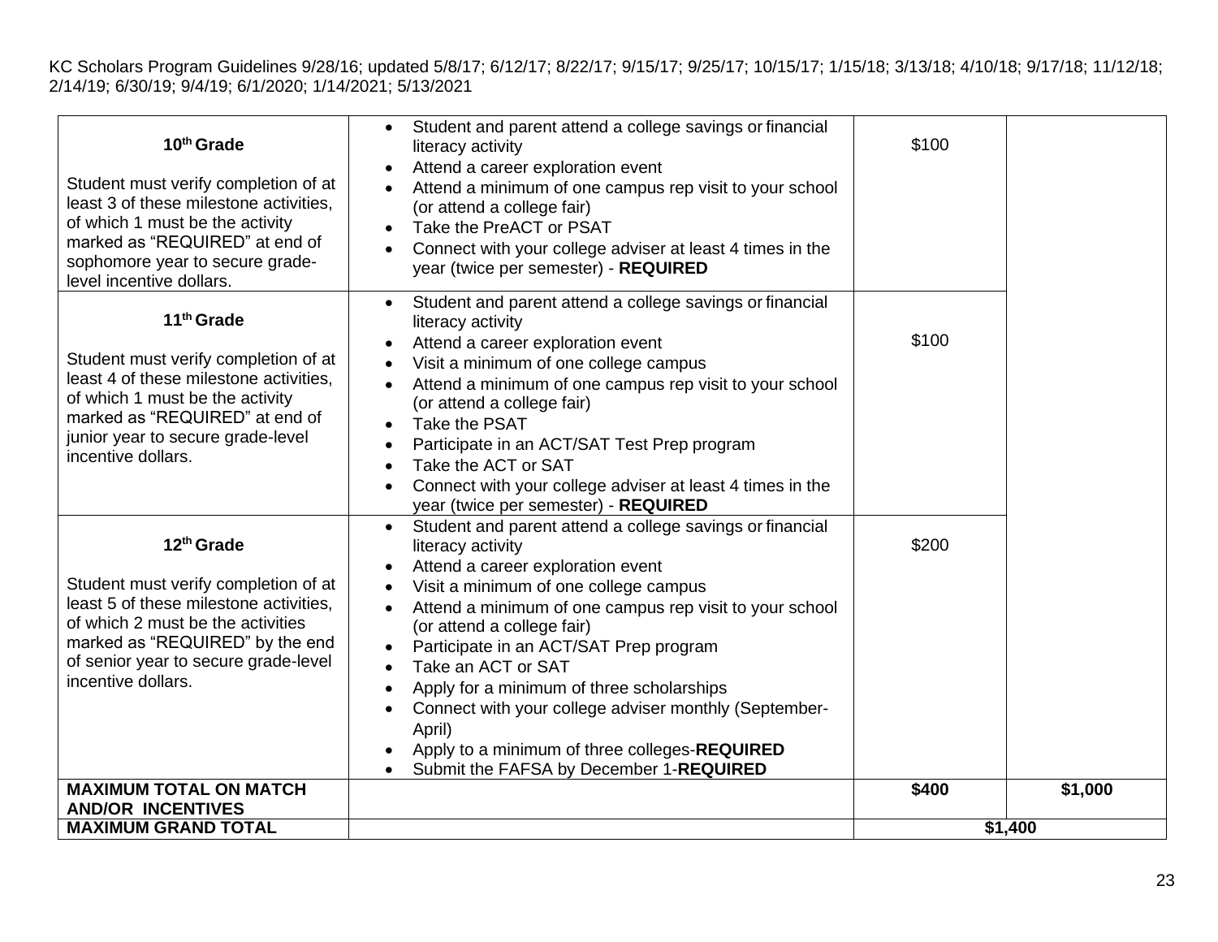KC Scholars Program Guidelines 9/28/16; updated 5/8/17; 6/12/17; 8/22/17; 9/15/17; 9/25/17; 10/15/17; 1/15/18; 3/13/18; 4/10/18; 9/17/18; 11/12/18; 2/14/19; 6/30/19; 9/4/19; 6/1/2020; 1/14/2021; 5/13/2021

| | | | |
|---|---|---|---|
| **10th Grade**<br><br>Student must verify completion of at least 3 of these milestone activities, of which 1 must be the activity marked as "REQUIRED" at end of sophomore year to secure grade-level incentive dollars. | • Student and parent attend a college savings or financial literacy activity<br>• Attend a career exploration event<br>• Attend a minimum of one campus rep visit to your school (or attend a college fair)<br>• Take the PreACT or PSAT<br>• Connect with your college adviser at least 4 times in the year (twice per semester) - **REQUIRED** | $100 | |
| **11th Grade**<br><br>Student must verify completion of at least 4 of these milestone activities, of which 1 must be the activity marked as "REQUIRED" at end of junior year to secure grade-level incentive dollars. | • Student and parent attend a college savings or financial literacy activity<br>• Attend a career exploration event<br>• Visit a minimum of one college campus<br>• Attend a minimum of one campus rep visit to your school (or attend a college fair)<br>• Take the PSAT<br>• Participate in an ACT/SAT Test Prep program<br>• Take the ACT or SAT<br>• Connect with your college adviser at least 4 times in the year (twice per semester) - **REQUIRED** | $100 | |
| **12th Grade**<br><br>Student must verify completion of at least 5 of these milestone activities, of which 2 must be the activities marked as "REQUIRED" by the end of senior year to secure grade-level incentive dollars. | • Student and parent attend a college savings or financial literacy activity<br>• Attend a career exploration event<br>• Visit a minimum of one college campus<br>• Attend a minimum of one campus rep visit to your school (or attend a college fair)<br>• Participate in an ACT/SAT Prep program<br>• Take an ACT or SAT<br>• Apply for a minimum of three scholarships<br>• Connect with your college adviser monthly (September-April)<br>• Apply to a minimum of three colleges-**REQUIRED**<br>• Submit the FAFSA by December 1-**REQUIRED** | $200 | |
| **MAXIMUM TOTAL ON MATCH AND/OR INCENTIVES** | | **$400** | **$1,000** |
| **MAXIMUM GRAND TOTAL** | | **$1,400** | |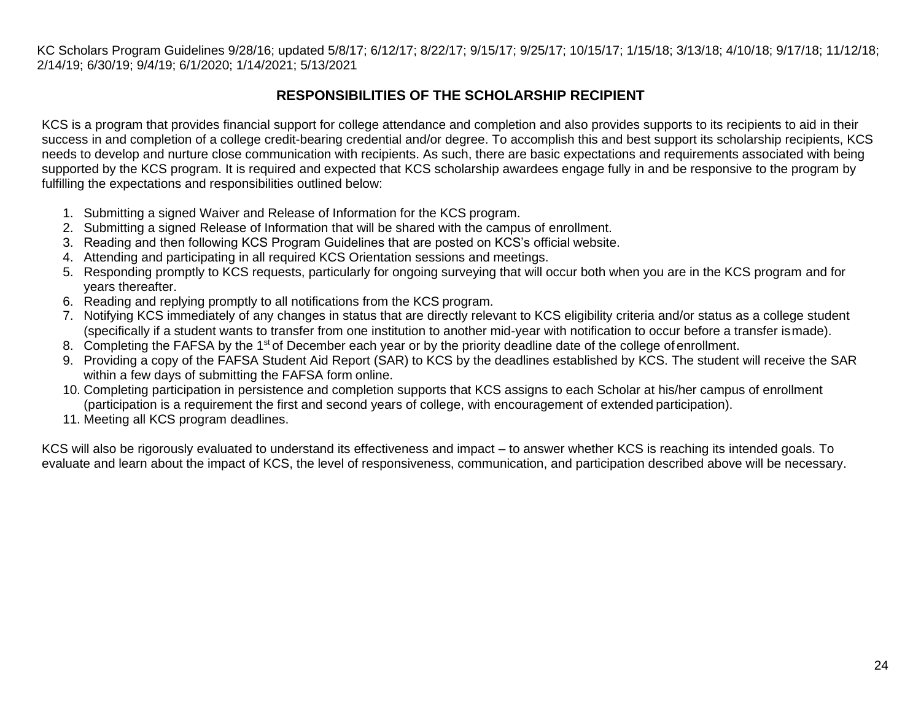## RESPONSIBILITIES OF THE SCHOLARSHIP RECIPIENT

KCS is a program that provides financial support for college attendance and completion and also provides supports to its recipients to aid in their success in and completion of a college credit-bearing credential and/or degree. To accomplish this and best support its scholarship recipients, KCS needs to develop and nurture close communication with recipients. As such, there are basic expectations and requirements associated with being supported by the KCS program. It is required and expected that KCS scholarship awardees engage fully in and be responsive to the program by fulfilling the expectations and responsibilities outlined below:

1. Submitting a signed Waiver and Release of Information for the KCS program.
2. Submitting a signed Release of Information that will be shared with the campus of enrollment.
3. Reading and then following KCS Program Guidelines that are posted on KCS's official website.
4. Attending and participating in all required KCS Orientation sessions and meetings.
5. Responding promptly to KCS requests, particularly for ongoing surveying that will occur both when you are in the KCS program and for years thereafter.
6. Reading and replying promptly to all notifications from the KCS program.
7. Notifying KCS immediately of any changes in status that are directly relevant to KCS eligibility criteria and/or status as a college student (specifically if a student wants to transfer from one institution to another mid-year with notification to occur before a transfer is made).
8. Completing the FAFSA by the 1st of December each year or by the priority deadline date of the college of enrollment.
9. Providing a copy of the FAFSA Student Aid Report (SAR) to KCS by the deadlines established by KCS. The student will receive the SAR within a few days of submitting the FAFSA form online.
10. Completing participation in persistence and completion supports that KCS assigns to each Scholar at his/her campus of enrollment (participation is a requirement the first and second years of college, with encouragement of extended participation).
11. Meeting all KCS program deadlines.

KCS will also be rigorously evaluated to understand its effectiveness and impact – to answer whether KCS is reaching its intended goals. To evaluate and learn about the impact of KCS, the level of responsiveness, communication, and participation described above will be necessary.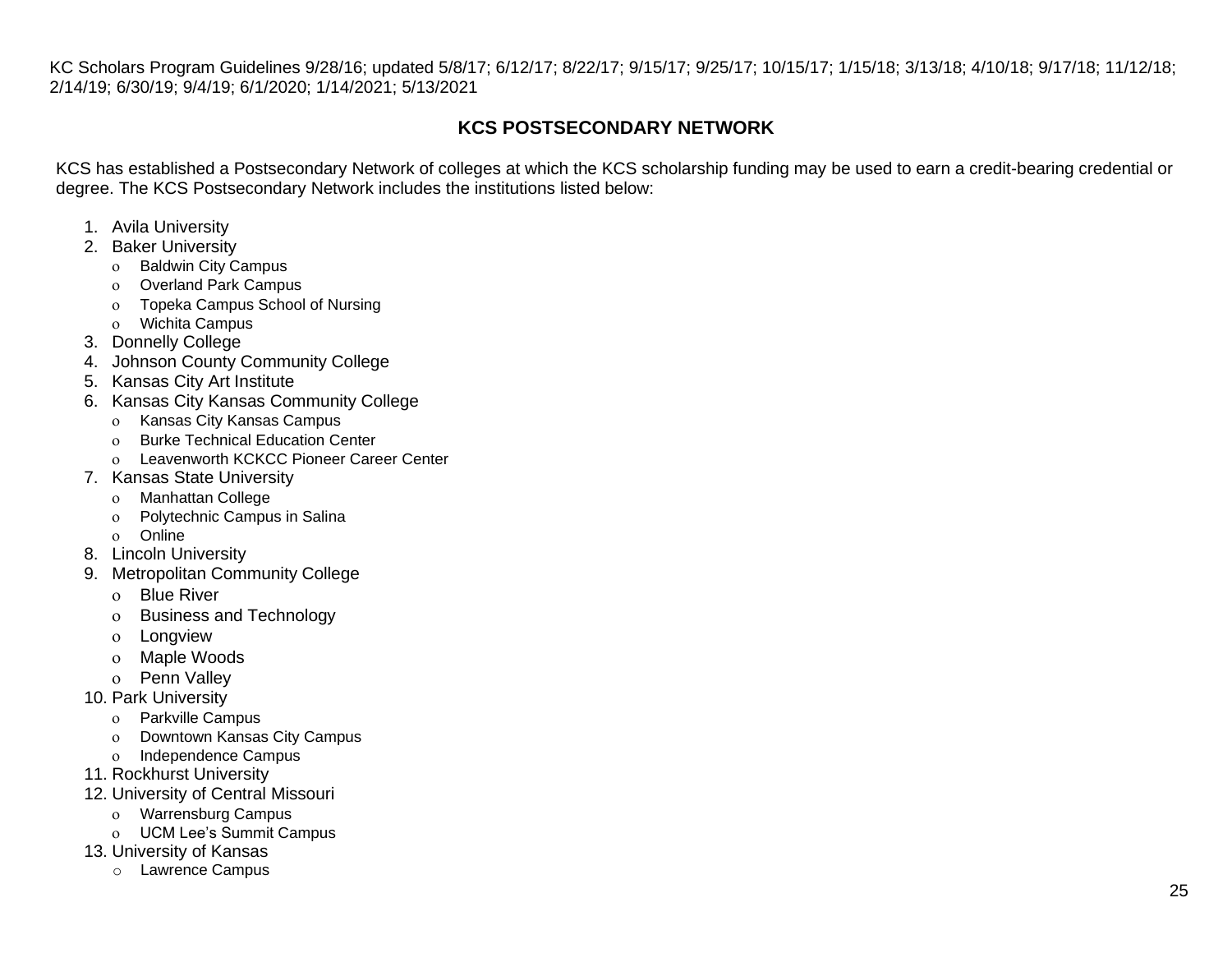KC Scholars Program Guidelines 9/28/16; updated 5/8/17; 6/12/17; 8/22/17; 9/15/17; 9/25/17; 10/15/17; 1/15/18; 3/13/18; 4/10/18; 9/17/18; 11/12/18; 2/14/19; 6/30/19; 9/4/19; 6/1/2020; 1/14/2021; 5/13/2021

## KCS POSTSECONDARY NETWORK

KCS has established a Postsecondary Network of colleges at which the KCS scholarship funding may be used to earn a credit-bearing credential or degree. The KCS Postsecondary Network includes the institutions listed below:

1. Avila University
2. Baker University
   - Baldwin City Campus
   - Overland Park Campus
   - Topeka Campus School of Nursing
   - Wichita Campus
3. Donnelly College
4. Johnson County Community College
5. Kansas City Art Institute
6. Kansas City Kansas Community College
   - Kansas City Kansas Campus
   - Burke Technical Education Center
   - Leavenworth KCKCC Pioneer Career Center
7. Kansas State University
   - Manhattan College
   - Polytechnic Campus in Salina
   - Online
8. Lincoln University
9. Metropolitan Community College
   - Blue River
   - Business and Technology
   - Longview
   - Maple Woods
   - Penn Valley
10. Park University
    - Parkville Campus
    - Downtown Kansas City Campus
    - Independence Campus
11. Rockhurst University
12. University of Central Missouri
    - Warrensburg Campus
    - UCM Lee's Summit Campus
13. University of Kansas
    - Lawrence Campus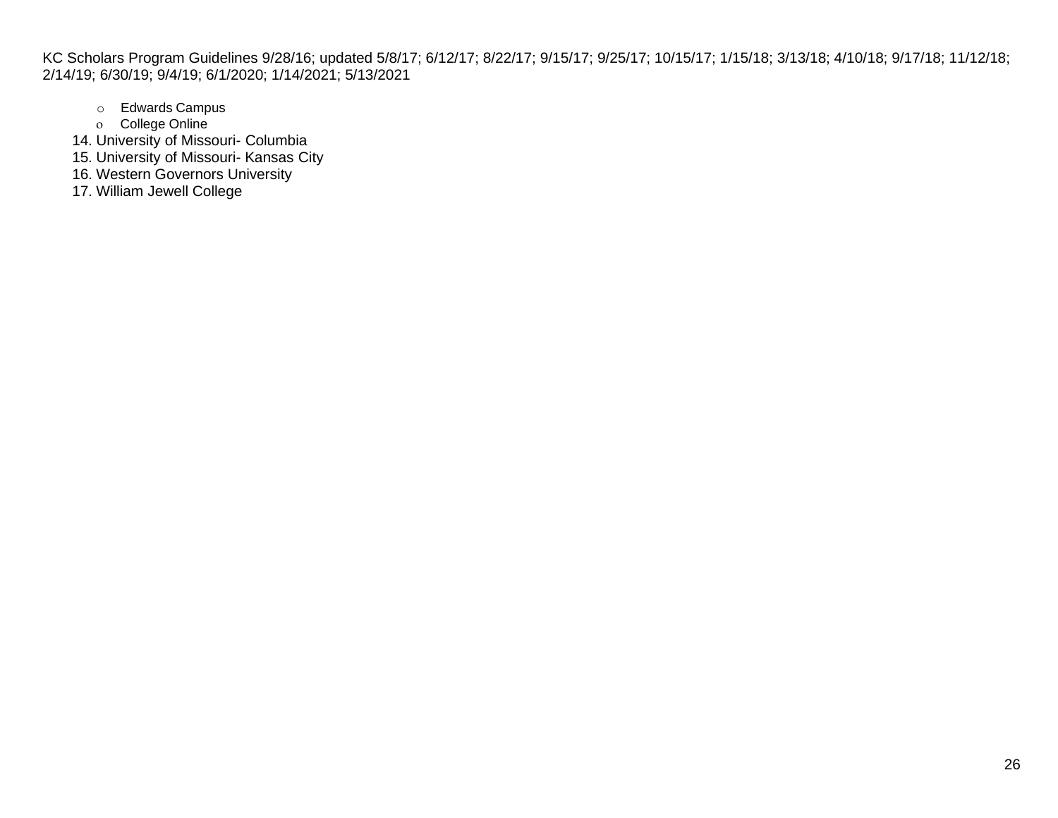- Edwards Campus
- College Online

14. University of Missouri- Columbia
15. University of Missouri- Kansas City
16. Western Governors University
17. William Jewell College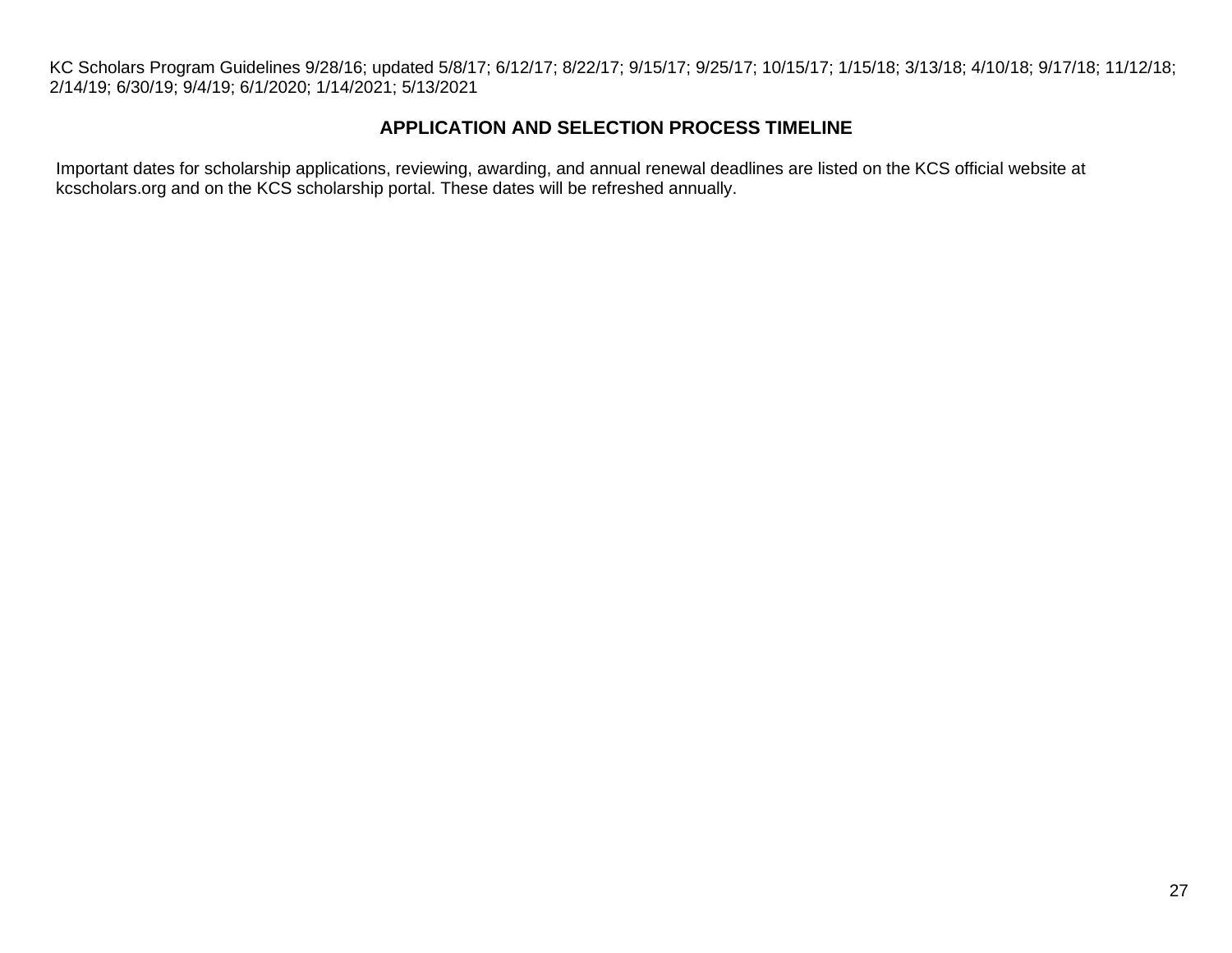## APPLICATION AND SELECTION PROCESS TIMELINE

Important dates for scholarship applications, reviewing, awarding, and annual renewal deadlines are listed on the KCS official website at kcscholars.org and on the KCS scholarship portal. These dates will be refreshed annually.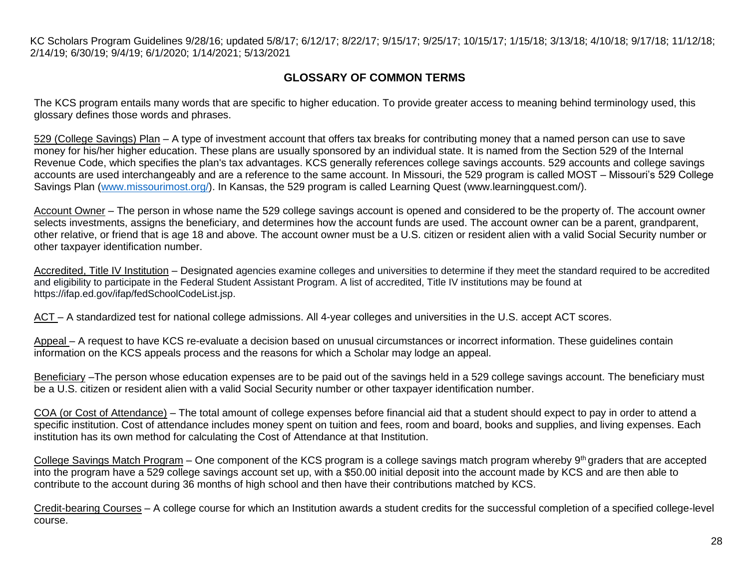## GLOSSARY OF COMMON TERMS

The KCS program entails many words that are specific to higher education. To provide greater access to meaning behind terminology used, this glossary defines those words and phrases.

<u>529 (College Savings) Plan</u> – A type of investment account that offers tax breaks for contributing money that a named person can use to save money for his/her higher education. These plans are usually sponsored by an individual state. It is named from the Section 529 of the Internal Revenue Code, which specifies the plan's tax advantages. KCS generally references college savings accounts. 529 accounts and college savings accounts are used interchangeably and are a reference to the same account. In Missouri, the 529 program is called MOST – Missouri's 529 College Savings Plan (www.missourimost.org/). In Kansas, the 529 program is called Learning Quest (www.learningquest.com/).

<u>Account Owner</u> – The person in whose name the 529 college savings account is opened and considered to be the property of. The account owner selects investments, assigns the beneficiary, and determines how the account funds are used. The account owner can be a parent, grandparent, other relative, or friend that is age 18 and above. The account owner must be a U.S. citizen or resident alien with a valid Social Security number or other taxpayer identification number.

<u>Accredited, Title IV Institution</u> – Designated agencies examine colleges and universities to determine if they meet the standard required to be accredited and eligibility to participate in the Federal Student Assistant Program. A list of accredited, Title IV institutions may be found at https://ifap.ed.gov/ifap/fedSchoolCodeList.jsp.

<u>ACT</u> – A standardized test for national college admissions. All 4-year colleges and universities in the U.S. accept ACT scores.

<u>Appeal</u> – A request to have KCS re-evaluate a decision based on unusual circumstances or incorrect information. These guidelines contain information on the KCS appeals process and the reasons for which a Scholar may lodge an appeal.

<u>Beneficiary</u> –The person whose education expenses are to be paid out of the savings held in a 529 college savings account. The beneficiary must be a U.S. citizen or resident alien with a valid Social Security number or other taxpayer identification number.

<u>COA (or Cost of Attendance)</u> – The total amount of college expenses before financial aid that a student should expect to pay in order to attend a specific institution. Cost of attendance includes money spent on tuition and fees, room and board, books and supplies, and living expenses. Each institution has its own method for calculating the Cost of Attendance at that Institution.

<u>College Savings Match Program</u> – One component of the KCS program is a college savings match program whereby 9th graders that are accepted into the program have a 529 college savings account set up, with a $50.00 initial deposit into the account made by KCS and are then able to contribute to the account during 36 months of high school and then have their contributions matched by KCS.

<u>Credit-bearing Courses</u> – A college course for which an Institution awards a student credits for the successful completion of a specified college-level course.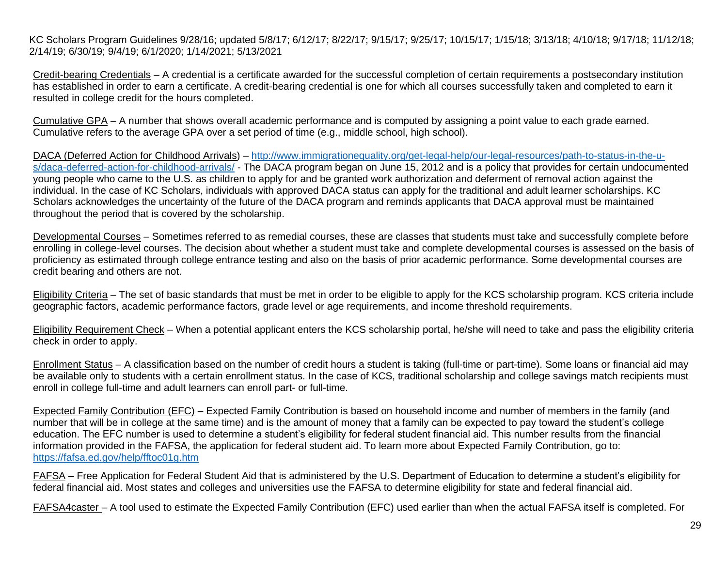KC Scholars Program Guidelines 9/28/16; updated 5/8/17; 6/12/17; 8/22/17; 9/15/17; 9/25/17; 10/15/17; 1/15/18; 3/13/18; 4/10/18; 9/17/18; 11/12/18; 2/14/19; 6/30/19; 9/4/19; 6/1/2020; 1/14/2021; 5/13/2021

Credit-bearing Credentials – A credential is a certificate awarded for the successful completion of certain requirements a postsecondary institution has established in order to earn a certificate. A credit-bearing credential is one for which all courses successfully taken and completed to earn it resulted in college credit for the hours completed.

Cumulative GPA – A number that shows overall academic performance and is computed by assigning a point value to each grade earned. Cumulative refers to the average GPA over a set period of time (e.g., middle school, high school).

DACA (Deferred Action for Childhood Arrivals) – http://www.immigrationequality.org/get-legal-help/our-legal-resources/path-to-status-in-the-u-s/daca-deferred-action-for-childhood-arrivals/ - The DACA program began on June 15, 2012 and is a policy that provides for certain undocumented young people who came to the U.S. as children to apply for and be granted work authorization and deferment of removal action against the individual. In the case of KC Scholars, individuals with approved DACA status can apply for the traditional and adult learner scholarships. KC Scholars acknowledges the uncertainty of the future of the DACA program and reminds applicants that DACA approval must be maintained throughout the period that is covered by the scholarship.

Developmental Courses – Sometimes referred to as remedial courses, these are classes that students must take and successfully complete before enrolling in college-level courses. The decision about whether a student must take and complete developmental courses is assessed on the basis of proficiency as estimated through college entrance testing and also on the basis of prior academic performance. Some developmental courses are credit bearing and others are not.

Eligibility Criteria – The set of basic standards that must be met in order to be eligible to apply for the KCS scholarship program. KCS criteria include geographic factors, academic performance factors, grade level or age requirements, and income threshold requirements.

Eligibility Requirement Check – When a potential applicant enters the KCS scholarship portal, he/she will need to take and pass the eligibility criteria check in order to apply.

Enrollment Status – A classification based on the number of credit hours a student is taking (full-time or part-time). Some loans or financial aid may be available only to students with a certain enrollment status. In the case of KCS, traditional scholarship and college savings match recipients must enroll in college full-time and adult learners can enroll part- or full-time.

Expected Family Contribution (EFC) – Expected Family Contribution is based on household income and number of members in the family (and number that will be in college at the same time) and is the amount of money that a family can be expected to pay toward the student's college education. The EFC number is used to determine a student's eligibility for federal student financial aid. This number results from the financial information provided in the FAFSA, the application for federal student aid. To learn more about Expected Family Contribution, go to: https://fafsa.ed.gov/help/fftoc01g.htm

FAFSA – Free Application for Federal Student Aid that is administered by the U.S. Department of Education to determine a student's eligibility for federal financial aid. Most states and colleges and universities use the FAFSA to determine eligibility for state and federal financial aid.

FAFSA4caster – A tool used to estimate the Expected Family Contribution (EFC) used earlier than when the actual FAFSA itself is completed. For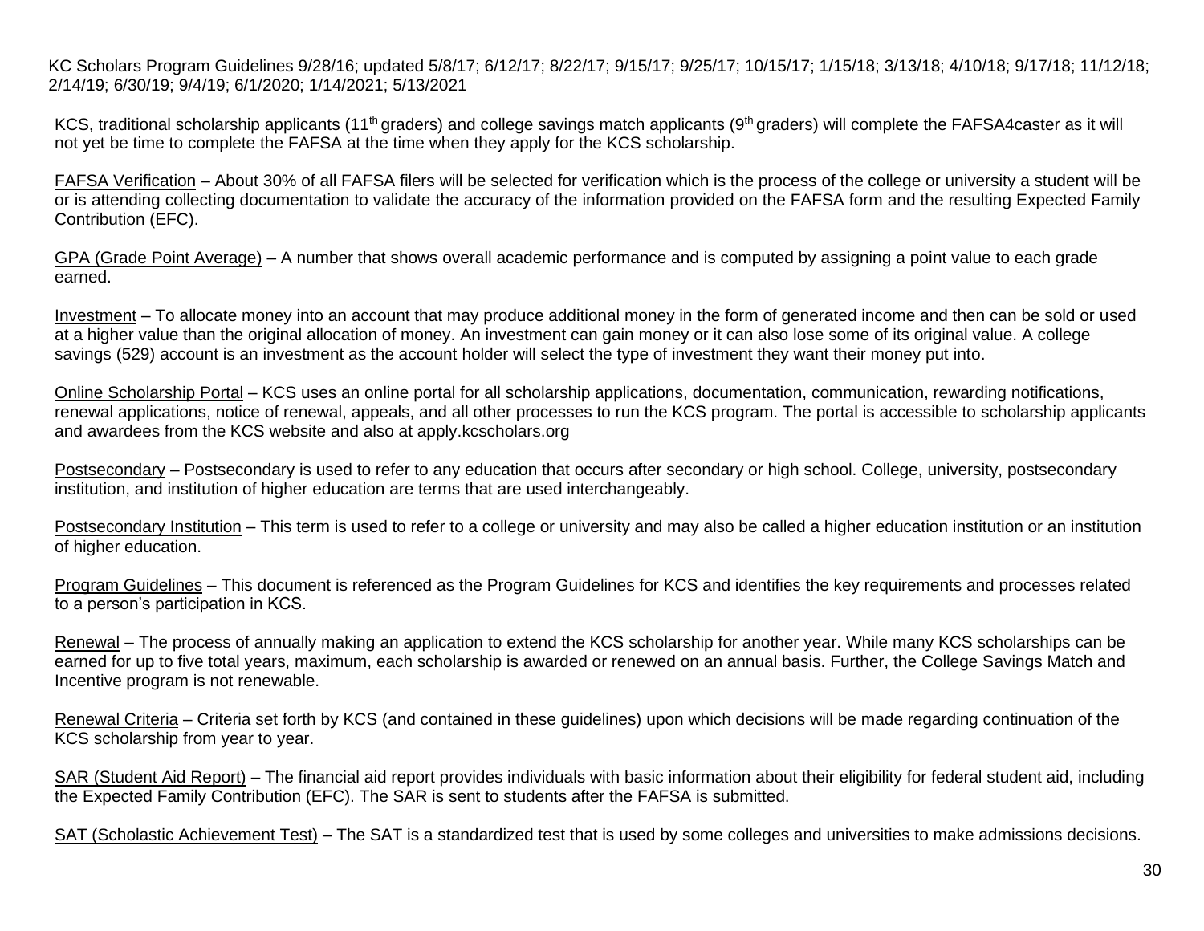KCS, traditional scholarship applicants (11th graders) and college savings match applicants (9th graders) will complete the FAFSA4caster as it will not yet be time to complete the FAFSA at the time when they apply for the KCS scholarship.

FAFSA Verification – About 30% of all FAFSA filers will be selected for verification which is the process of the college or university a student will be or is attending collecting documentation to validate the accuracy of the information provided on the FAFSA form and the resulting Expected Family Contribution (EFC).

GPA (Grade Point Average) – A number that shows overall academic performance and is computed by assigning a point value to each grade earned.

Investment – To allocate money into an account that may produce additional money in the form of generated income and then can be sold or used at a higher value than the original allocation of money. An investment can gain money or it can also lose some of its original value. A college savings (529) account is an investment as the account holder will select the type of investment they want their money put into.

Online Scholarship Portal – KCS uses an online portal for all scholarship applications, documentation, communication, rewarding notifications, renewal applications, notice of renewal, appeals, and all other processes to run the KCS program. The portal is accessible to scholarship applicants and awardees from the KCS website and also at apply.kcscholars.org

Postsecondary – Postsecondary is used to refer to any education that occurs after secondary or high school. College, university, postsecondary institution, and institution of higher education are terms that are used interchangeably.

Postsecondary Institution – This term is used to refer to a college or university and may also be called a higher education institution or an institution of higher education.

Program Guidelines – This document is referenced as the Program Guidelines for KCS and identifies the key requirements and processes related to a person's participation in KCS.

Renewal – The process of annually making an application to extend the KCS scholarship for another year. While many KCS scholarships can be earned for up to five total years, maximum, each scholarship is awarded or renewed on an annual basis. Further, the College Savings Match and Incentive program is not renewable.

Renewal Criteria – Criteria set forth by KCS (and contained in these guidelines) upon which decisions will be made regarding continuation of the KCS scholarship from year to year.

SAR (Student Aid Report) – The financial aid report provides individuals with basic information about their eligibility for federal student aid, including the Expected Family Contribution (EFC). The SAR is sent to students after the FAFSA is submitted.

SAT (Scholastic Achievement Test) – The SAT is a standardized test that is used by some colleges and universities to make admissions decisions.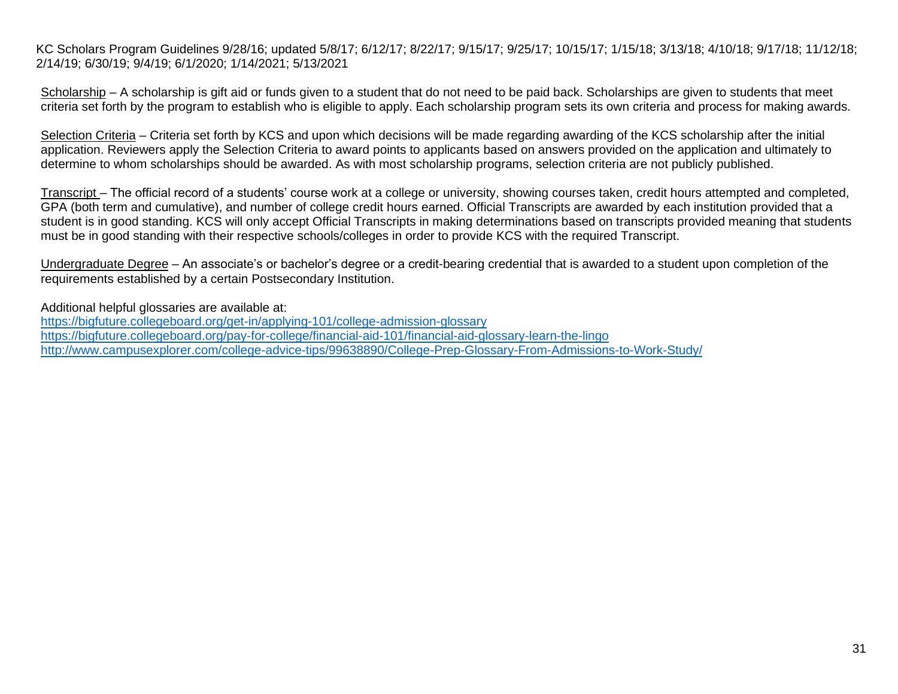KC Scholars Program Guidelines 9/28/16; updated 5/8/17; 6/12/17; 8/22/17; 9/15/17; 9/25/17; 10/15/17; 1/15/18; 3/13/18; 4/10/18; 9/17/18; 11/12/18; 2/14/19; 6/30/19; 9/4/19; 6/1/2020; 1/14/2021; 5/13/2021

<u>Scholarship</u> – A scholarship is gift aid or funds given to a student that do not need to be paid back. Scholarships are given to students that meet criteria set forth by the program to establish who is eligible to apply. Each scholarship program sets its own criteria and process for making awards.

<u>Selection Criteria</u> – Criteria set forth by KCS and upon which decisions will be made regarding awarding of the KCS scholarship after the initial application. Reviewers apply the Selection Criteria to award points to applicants based on answers provided on the application and ultimately to determine to whom scholarships should be awarded. As with most scholarship programs, selection criteria are not publicly published.

<u>Transcript</u> – The official record of a students' course work at a college or university, showing courses taken, credit hours attempted and completed, GPA (both term and cumulative), and number of college credit hours earned. Official Transcripts are awarded by each institution provided that a student is in good standing. KCS will only accept Official Transcripts in making determinations based on transcripts provided meaning that students must be in good standing with their respective schools/colleges in order to provide KCS with the required Transcript.

<u>Undergraduate Degree</u> – An associate's or bachelor's degree or a credit-bearing credential that is awarded to a student upon completion of the requirements established by a certain Postsecondary Institution.

Additional helpful glossaries are available at:
https://bigfuture.collegeboard.org/get-in/applying-101/college-admission-glossary
https://bigfuture.collegeboard.org/pay-for-college/financial-aid-101/financial-aid-glossary-learn-the-lingo
http://www.campusexplorer.com/college-advice-tips/99638890/College-Prep-Glossary-From-Admissions-to-Work-Study/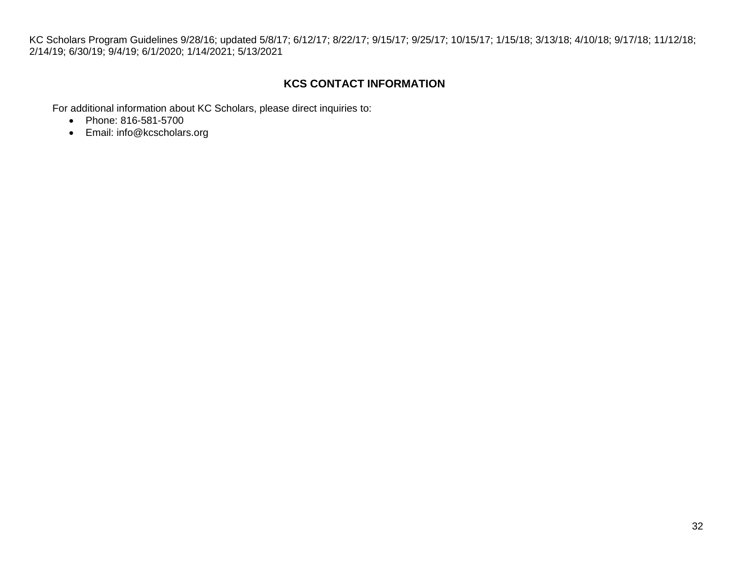## KCS CONTACT INFORMATION

For additional information about KC Scholars, please direct inquiries to:

- Phone: 816-581-5700
- Email: info@kcscholars.org